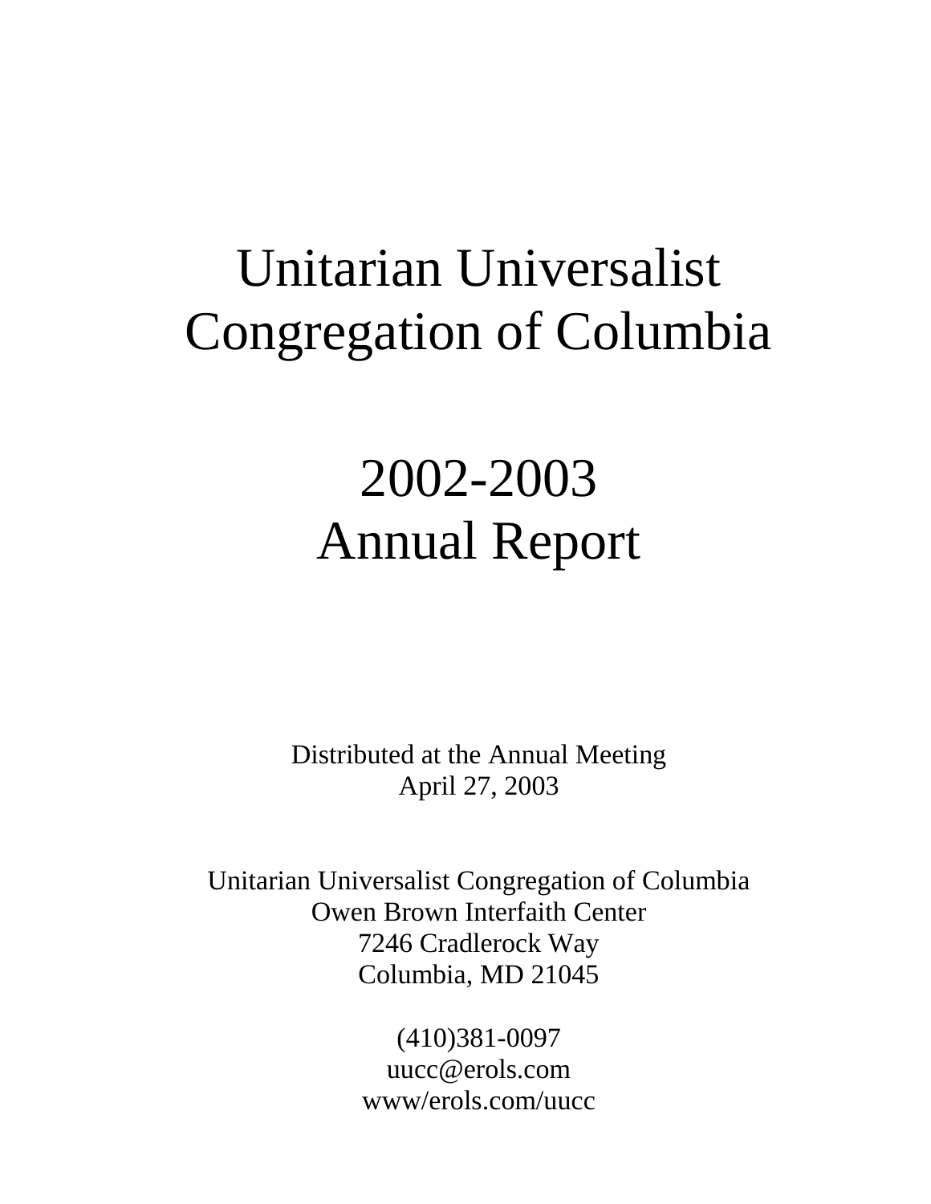# Unitarian Universalist Congregation of Columbia

# 2002-2003 Annual Report

Distributed at the Annual Meeting
April 27, 2003

Unitarian Universalist Congregation of Columbia
Owen Brown Interfaith Center
7246 Cradlerock Way
Columbia, MD 21045

(410)381-0097
uucc@erols.com
www/erols.com/uucc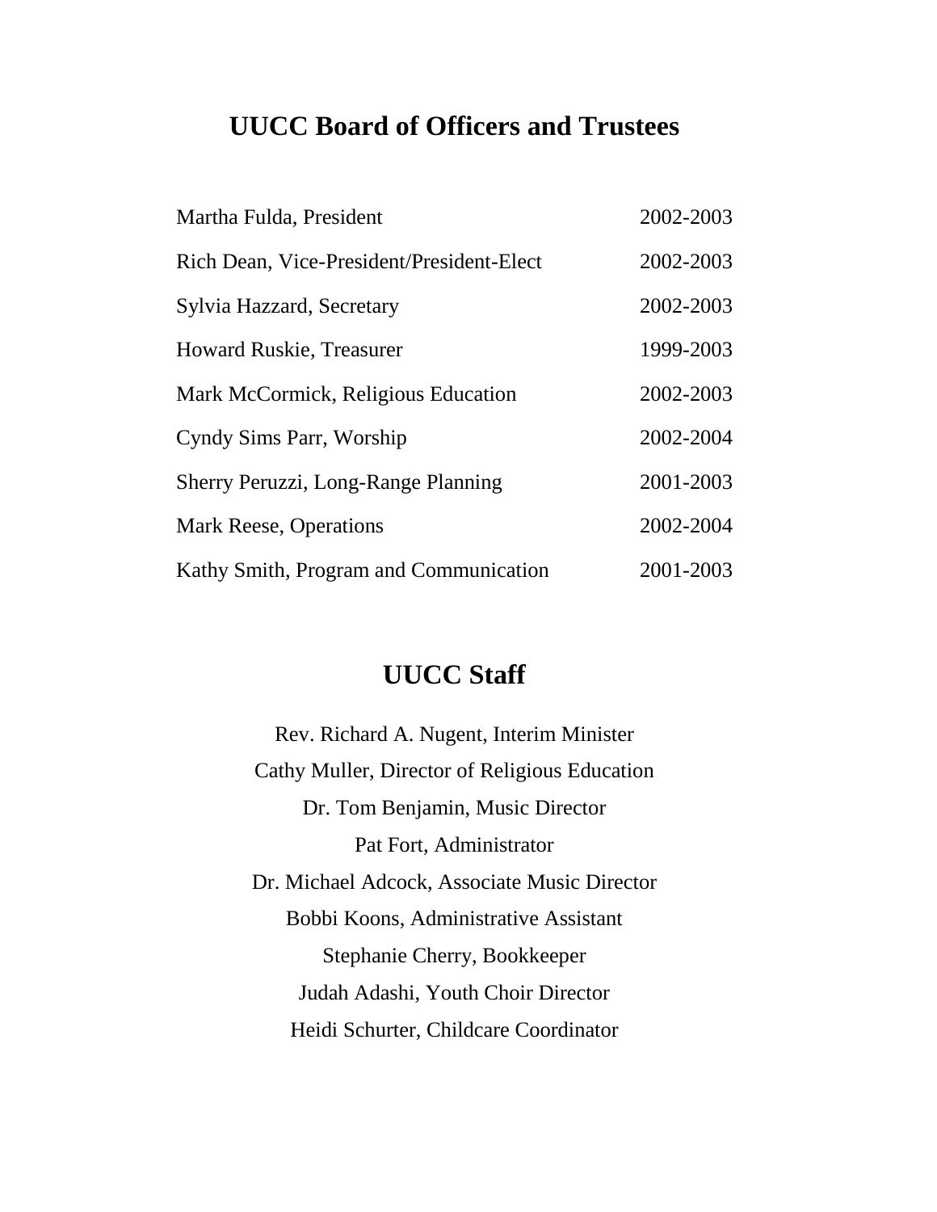# UUCC Board of Officers and Trustees

| | |
|---|---|
| Martha Fulda, President | 2002-2003 |
| Rich Dean, Vice-President/President-Elect | 2002-2003 |
| Sylvia Hazzard, Secretary | 2002-2003 |
| Howard Ruskie, Treasurer | 1999-2003 |
| Mark McCormick, Religious Education | 2002-2003 |
| Cyndy Sims Parr, Worship | 2002-2004 |
| Sherry Peruzzi, Long-Range Planning | 2001-2003 |
| Mark Reese, Operations | 2002-2004 |
| Kathy Smith, Program and Communication | 2001-2003 |

# UUCC Staff

Rev. Richard A. Nugent, Interim Minister

Cathy Muller, Director of Religious Education

Dr. Tom Benjamin, Music Director

Pat Fort, Administrator

Dr. Michael Adcock, Associate Music Director

Bobbi Koons, Administrative Assistant

Stephanie Cherry, Bookkeeper

Judah Adashi, Youth Choir Director

Heidi Schurter, Childcare Coordinator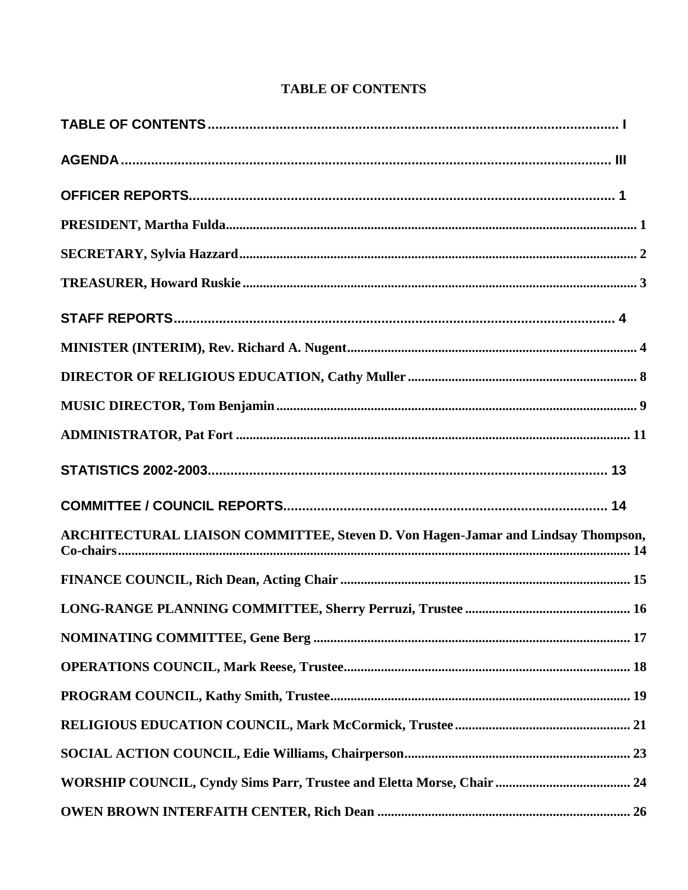# TABLE OF CONTENTS

**TABLE OF CONTENTS** ........................................ I

**AGENDA** ........................................ III

**OFFICER REPORTS** ........................................ 1

**PRESIDENT, Martha Fulda** ........................................ 1

**SECRETARY, Sylvia Hazzard** ........................................ 2

**TREASURER, Howard Ruskie** ........................................ 3

**STAFF REPORTS** ........................................ 4

**MINISTER (INTERIM), Rev. Richard A. Nugent** ........................................ 4

**DIRECTOR OF RELIGIOUS EDUCATION, Cathy Muller** ........................................ 8

**MUSIC DIRECTOR, Tom Benjamin** ........................................ 9

**ADMINISTRATOR, Pat Fort** ........................................ 11

**STATISTICS 2002-2003** ........................................ 13

**COMMITTEE / COUNCIL REPORTS** ........................................ 14

**ARCHITECTURAL LIAISON COMMITTEE, Steven D. Von Hagen-Jamar and Lindsay Thompson, Co-chairs** ........................................ 14

**FINANCE COUNCIL, Rich Dean, Acting Chair** ........................................ 15

**LONG-RANGE PLANNING COMMITTEE, Sherry Perruzi, Trustee** ........................................ 16

**NOMINATING COMMITTEE, Gene Berg** ........................................ 17

**OPERATIONS COUNCIL, Mark Reese, Trustee** ........................................ 18

**PROGRAM COUNCIL, Kathy Smith, Trustee** ........................................ 19

**RELIGIOUS EDUCATION COUNCIL, Mark McCormick, Trustee** ........................................ 21

**SOCIAL ACTION COUNCIL, Edie Williams, Chairperson** ........................................ 23

**WORSHIP COUNCIL, Cyndy Sims Parr, Trustee and Eletta Morse, Chair** ........................................ 24

**OWEN BROWN INTERFAITH CENTER, Rich Dean** ........................................ 26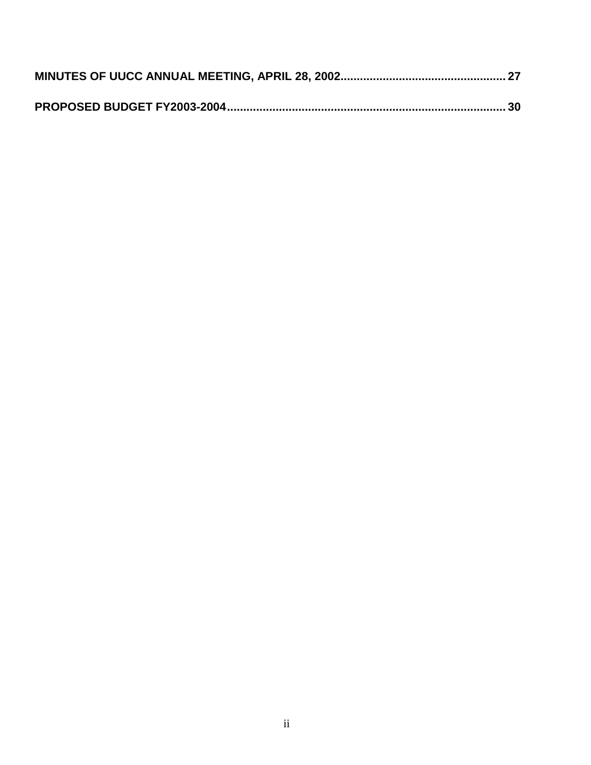**MINUTES OF UUCC ANNUAL MEETING, APRIL 28, 2002.................................................. 27**

**PROPOSED BUDGET FY2003-2004..................................................................................... 30**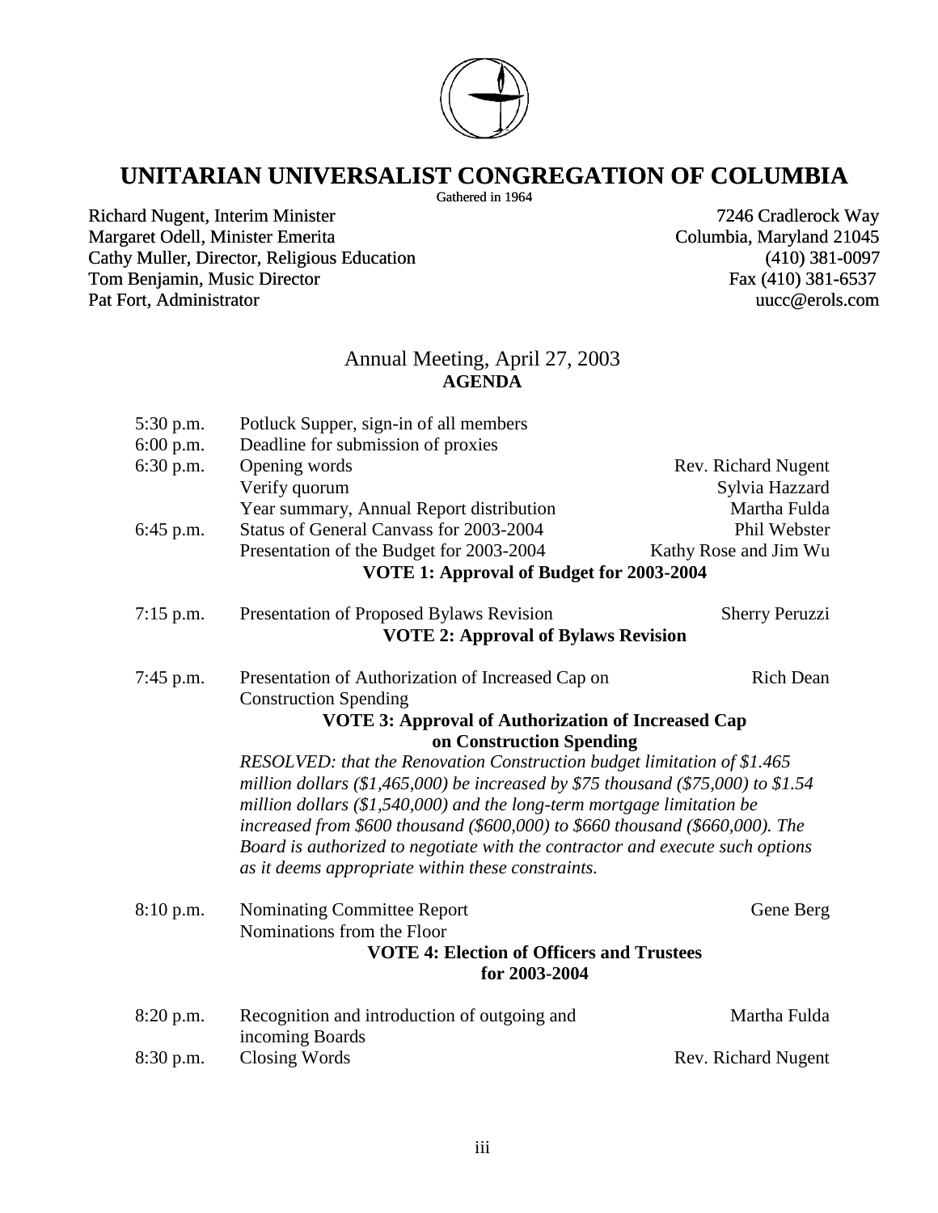# UNITARIAN UNIVERSALIST CONGREGATION OF COLUMBIA

Gathered in 1964

Richard Nugent, Interim Minister
Margaret Odell, Minister Emerita
Cathy Muller, Director, Religious Education
Tom Benjamin, Music Director
Pat Fort, Administrator

7246 Cradlerock Way
Columbia, Maryland 21045
(410) 381-0097
Fax (410) 381-6537
uucc@erols.com

## Annual Meeting, April 27, 2003
## AGENDA

| | | |
|---|---|---|
| 5:30 p.m. | Potluck Supper, sign-in of all members | |
| 6:00 p.m. | Deadline for submission of proxies | |
| 6:30 p.m. | Opening words | Rev. Richard Nugent |
| | Verify quorum | Sylvia Hazzard |
| | Year summary, Annual Report distribution | Martha Fulda |
| 6:45 p.m. | Status of General Canvass for 2003-2004 | Phil Webster |
| | Presentation of the Budget for 2003-2004 | Kathy Rose and Jim Wu |

**VOTE 1: Approval of Budget for 2003-2004**

| | | |
|---|---|---|
| 7:15 p.m. | Presentation of Proposed Bylaws Revision | Sherry Peruzzi |

**VOTE 2: Approval of Bylaws Revision**

| | | |
|---|---|---|
| 7:45 p.m. | Presentation of Authorization of Increased Cap on Construction Spending | Rich Dean |

**VOTE 3: Approval of Authorization of Increased Cap on Construction Spending**

*RESOLVED: that the Renovation Construction budget limitation of $1.465 million dollars ($1,465,000) be increased by $75 thousand ($75,000) to $1.54 million dollars ($1,540,000) and the long-term mortgage limitation be increased from $600 thousand ($600,000) to $660 thousand ($660,000). The Board is authorized to negotiate with the contractor and execute such options as it deems appropriate within these constraints.*

| | | |
|---|---|---|
| 8:10 p.m. | Nominating Committee Report | Gene Berg |
| | Nominations from the Floor | |

**VOTE 4: Election of Officers and Trustees for 2003-2004**

| | | |
|---|---|---|
| 8:20 p.m. | Recognition and introduction of outgoing and incoming Boards | Martha Fulda |
| 8:30 p.m. | Closing Words | Rev. Richard Nugent |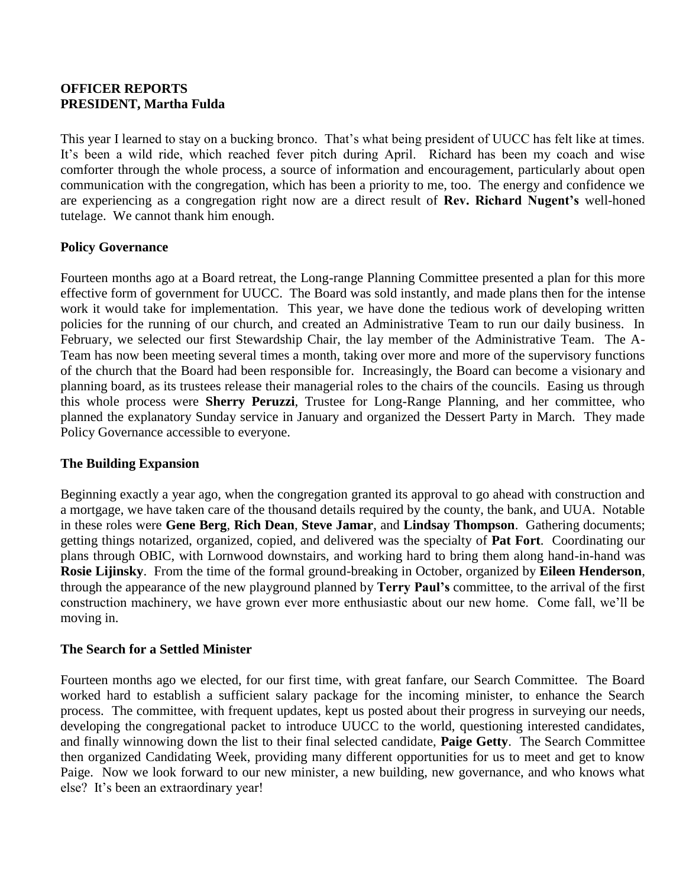## OFFICER REPORTS
## PRESIDENT, Martha Fulda

This year I learned to stay on a bucking bronco. That's what being president of UUCC has felt like at times. It's been a wild ride, which reached fever pitch during April. Richard has been my coach and wise comforter through the whole process, a source of information and encouragement, particularly about open communication with the congregation, which has been a priority to me, too. The energy and confidence we are experiencing as a congregation right now are a direct result of **Rev. Richard Nugent's** well-honed tutelage. We cannot thank him enough.

### Policy Governance

Fourteen months ago at a Board retreat, the Long-range Planning Committee presented a plan for this more effective form of government for UUCC. The Board was sold instantly, and made plans then for the intense work it would take for implementation. This year, we have done the tedious work of developing written policies for the running of our church, and created an Administrative Team to run our daily business. In February, we selected our first Stewardship Chair, the lay member of the Administrative Team. The A-Team has now been meeting several times a month, taking over more and more of the supervisory functions of the church that the Board had been responsible for. Increasingly, the Board can become a visionary and planning board, as its trustees release their managerial roles to the chairs of the councils. Easing us through this whole process were **Sherry Peruzzi**, Trustee for Long-Range Planning, and her committee, who planned the explanatory Sunday service in January and organized the Dessert Party in March. They made Policy Governance accessible to everyone.

### The Building Expansion

Beginning exactly a year ago, when the congregation granted its approval to go ahead with construction and a mortgage, we have taken care of the thousand details required by the county, the bank, and UUA. Notable in these roles were **Gene Berg**, **Rich Dean**, **Steve Jamar**, and **Lindsay Thompson**. Gathering documents; getting things notarized, organized, copied, and delivered was the specialty of **Pat Fort**. Coordinating our plans through OBIC, with Lornwood downstairs, and working hard to bring them along hand-in-hand was **Rosie Lijinsky**. From the time of the formal ground-breaking in October, organized by **Eileen Henderson**, through the appearance of the new playground planned by **Terry Paul's** committee, to the arrival of the first construction machinery, we have grown ever more enthusiastic about our new home. Come fall, we'll be moving in.

### The Search for a Settled Minister

Fourteen months ago we elected, for our first time, with great fanfare, our Search Committee. The Board worked hard to establish a sufficient salary package for the incoming minister, to enhance the Search process. The committee, with frequent updates, kept us posted about their progress in surveying our needs, developing the congregational packet to introduce UUCC to the world, questioning interested candidates, and finally winnowing down the list to their final selected candidate, **Paige Getty**. The Search Committee then organized Candidating Week, providing many different opportunities for us to meet and get to know Paige. Now we look forward to our new minister, a new building, new governance, and who knows what else? It's been an extraordinary year!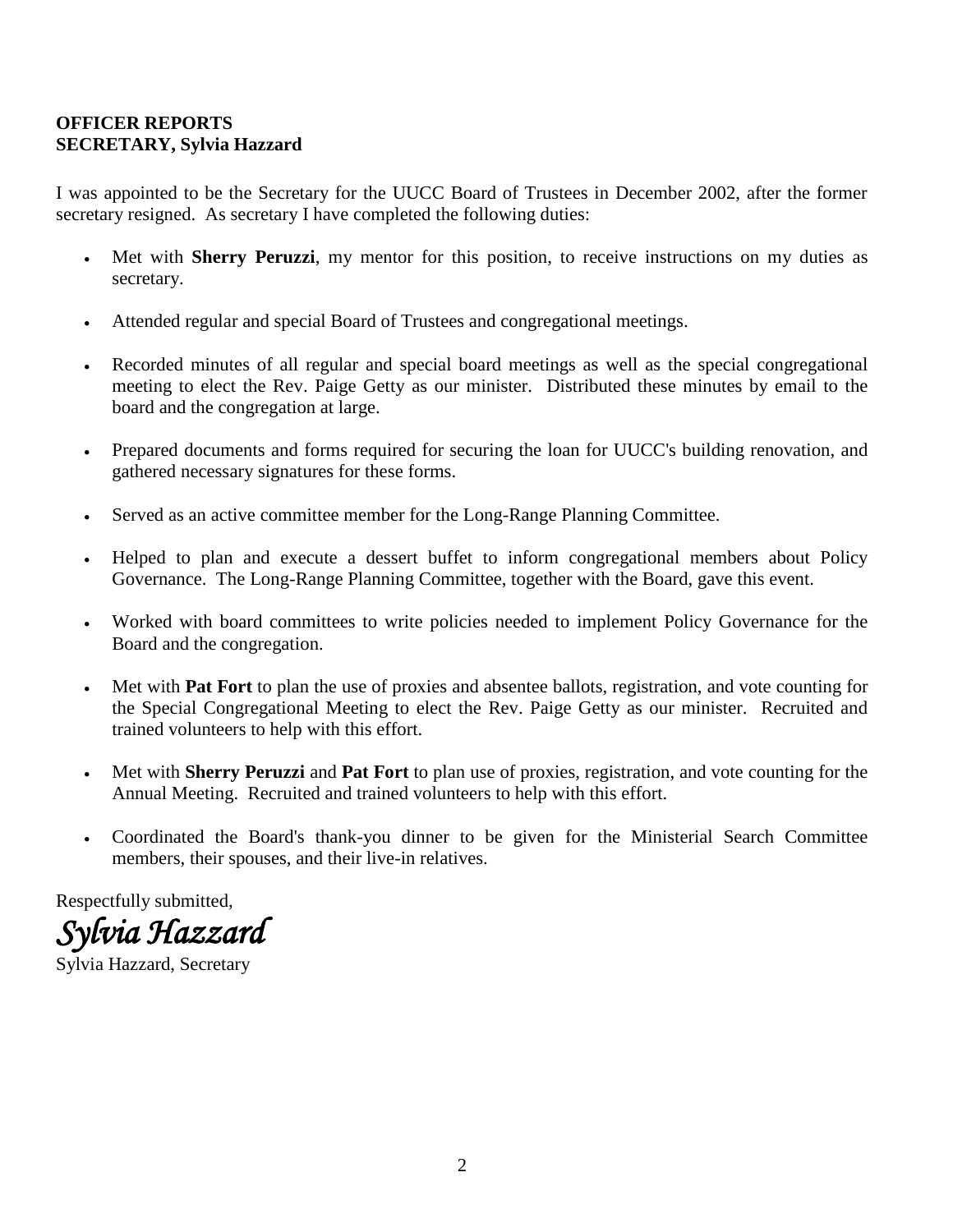**OFFICER REPORTS**
**SECRETARY, Sylvia Hazzard**

I was appointed to be the Secretary for the UUCC Board of Trustees in December 2002, after the former secretary resigned. As secretary I have completed the following duties:

- Met with **Sherry Peruzzi**, my mentor for this position, to receive instructions on my duties as secretary.
- Attended regular and special Board of Trustees and congregational meetings.
- Recorded minutes of all regular and special board meetings as well as the special congregational meeting to elect the Rev. Paige Getty as our minister. Distributed these minutes by email to the board and the congregation at large.
- Prepared documents and forms required for securing the loan for UUCC's building renovation, and gathered necessary signatures for these forms.
- Served as an active committee member for the Long-Range Planning Committee.
- Helped to plan and execute a dessert buffet to inform congregational members about Policy Governance. The Long-Range Planning Committee, together with the Board, gave this event.
- Worked with board committees to write policies needed to implement Policy Governance for the Board and the congregation.
- Met with **Pat Fort** to plan the use of proxies and absentee ballots, registration, and vote counting for the Special Congregational Meeting to elect the Rev. Paige Getty as our minister. Recruited and trained volunteers to help with this effort.
- Met with **Sherry Peruzzi** and **Pat Fort** to plan use of proxies, registration, and vote counting for the Annual Meeting. Recruited and trained volunteers to help with this effort.
- Coordinated the Board's thank-you dinner to be given for the Ministerial Search Committee members, their spouses, and their live-in relatives.

Respectfully submitted,

*Sylvia Hazzard*

Sylvia Hazzard, Secretary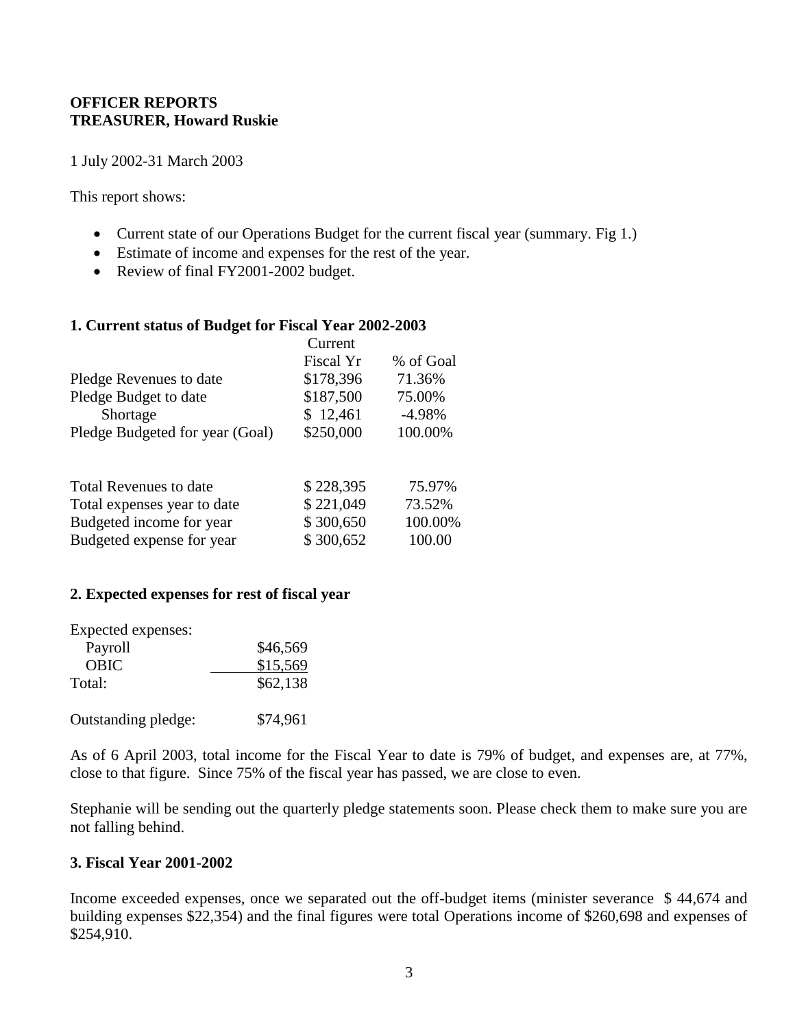**OFFICER REPORTS**
**TREASURER, Howard Ruskie**

1 July 2002-31 March 2003

This report shows:

- Current state of our Operations Budget for the current fiscal year (summary. Fig 1.)
- Estimate of income and expenses for the rest of the year.
- Review of final FY2001-2002 budget.

## 1. Current status of Budget for Fiscal Year 2002-2003

| | Current Fiscal Yr | % of Goal |
|---|---|---|
| Pledge Revenues to date | $178,396 | 71.36% |
| Pledge Budget to date | $187,500 | 75.00% |
| Shortage | $ 12,461 | -4.98% |
| Pledge Budgeted for year (Goal) | $250,000 | 100.00% |
| | | |
| Total Revenues to date | $ 228,395 | 75.97% |
| Total expenses year to date | $ 221,049 | 73.52% |
| Budgeted income for year | $ 300,650 | 100.00% |
| Budgeted expense for year | $ 300,652 | 100.00 |

## 2. Expected expenses for rest of fiscal year

| Expected expenses: | |
|---|---|
| Payroll | $46,569 |
| OBIC | $15,569 |
| Total: | $62,138 |
| | |
| Outstanding pledge: | $74,961 |

As of 6 April 2003, total income for the Fiscal Year to date is 79% of budget, and expenses are, at 77%, close to that figure. Since 75% of the fiscal year has passed, we are close to even.

Stephanie will be sending out the quarterly pledge statements soon. Please check them to make sure you are not falling behind.

## 3. Fiscal Year 2001-2002

Income exceeded expenses, once we separated out the off-budget items (minister severance $ 44,674 and building expenses $22,354) and the final figures were total Operations income of $260,698 and expenses of $254,910.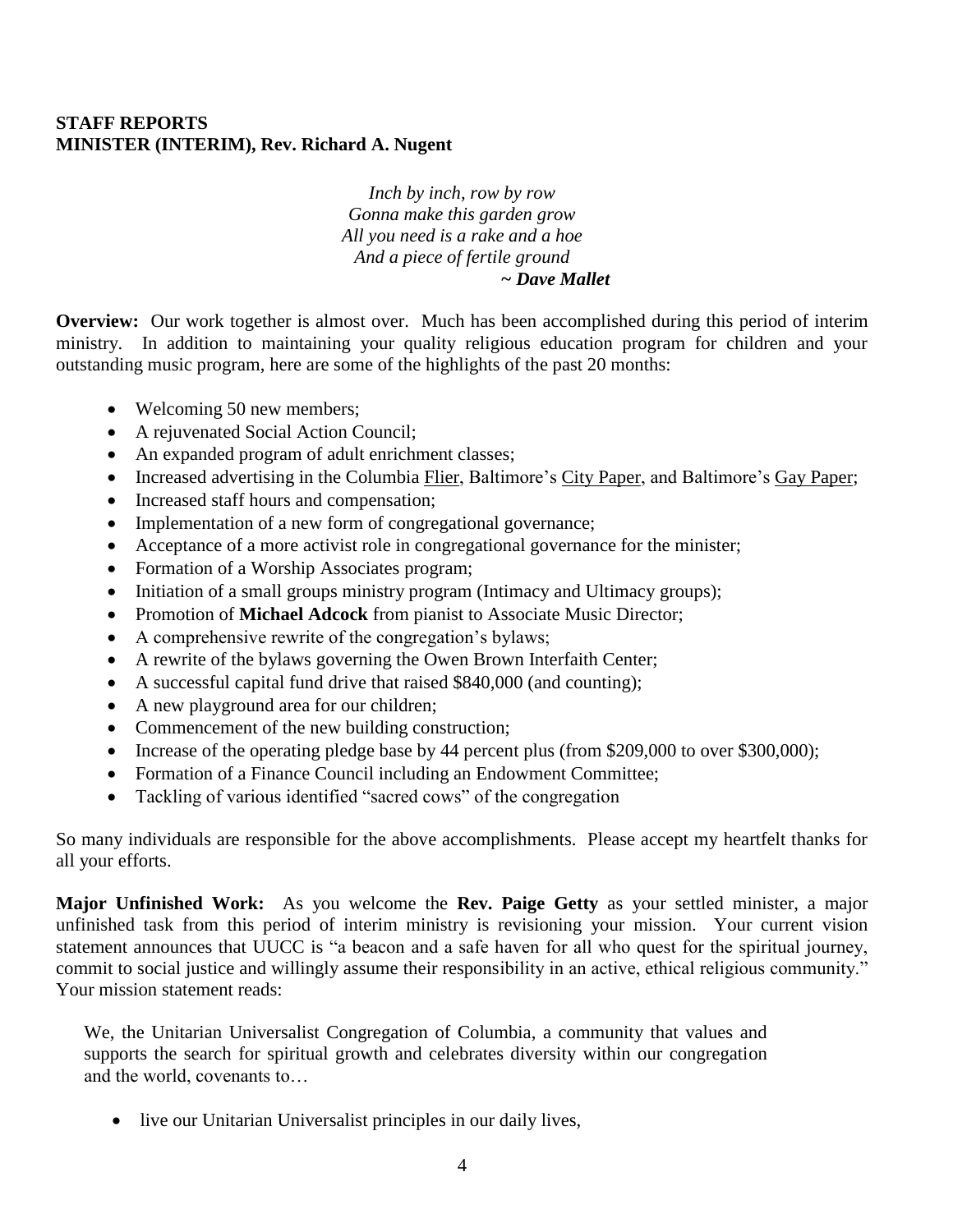**STAFF REPORTS**
**MINISTER (INTERIM), Rev. Richard A. Nugent**

*Inch by inch, row by row*
*Gonna make this garden grow*
*All you need is a rake and a hoe*
*And a piece of fertile ground*
***~ Dave Mallet***

**Overview:** Our work together is almost over. Much has been accomplished during this period of interim ministry. In addition to maintaining your quality religious education program for children and your outstanding music program, here are some of the highlights of the past 20 months:

- Welcoming 50 new members;
- A rejuvenated Social Action Council;
- An expanded program of adult enrichment classes;
- Increased advertising in the Columbia Flier, Baltimore's City Paper, and Baltimore's Gay Paper;
- Increased staff hours and compensation;
- Implementation of a new form of congregational governance;
- Acceptance of a more activist role in congregational governance for the minister;
- Formation of a Worship Associates program;
- Initiation of a small groups ministry program (Intimacy and Ultimacy groups);
- Promotion of **Michael Adcock** from pianist to Associate Music Director;
- A comprehensive rewrite of the congregation's bylaws;
- A rewrite of the bylaws governing the Owen Brown Interfaith Center;
- A successful capital fund drive that raised $840,000 (and counting);
- A new playground area for our children;
- Commencement of the new building construction;
- Increase of the operating pledge base by 44 percent plus (from $209,000 to over $300,000);
- Formation of a Finance Council including an Endowment Committee;
- Tackling of various identified "sacred cows" of the congregation

So many individuals are responsible for the above accomplishments. Please accept my heartfelt thanks for all your efforts.

**Major Unfinished Work:** As you welcome the **Rev. Paige Getty** as your settled minister, a major unfinished task from this period of interim ministry is revisioning your mission. Your current vision statement announces that UUCC is "a beacon and a safe haven for all who quest for the spiritual journey, commit to social justice and willingly assume their responsibility in an active, ethical religious community." Your mission statement reads:

> We, the Unitarian Universalist Congregation of Columbia, a community that values and supports the search for spiritual growth and celebrates diversity within our congregation and the world, covenants to…
>
> - live our Unitarian Universalist principles in our daily lives,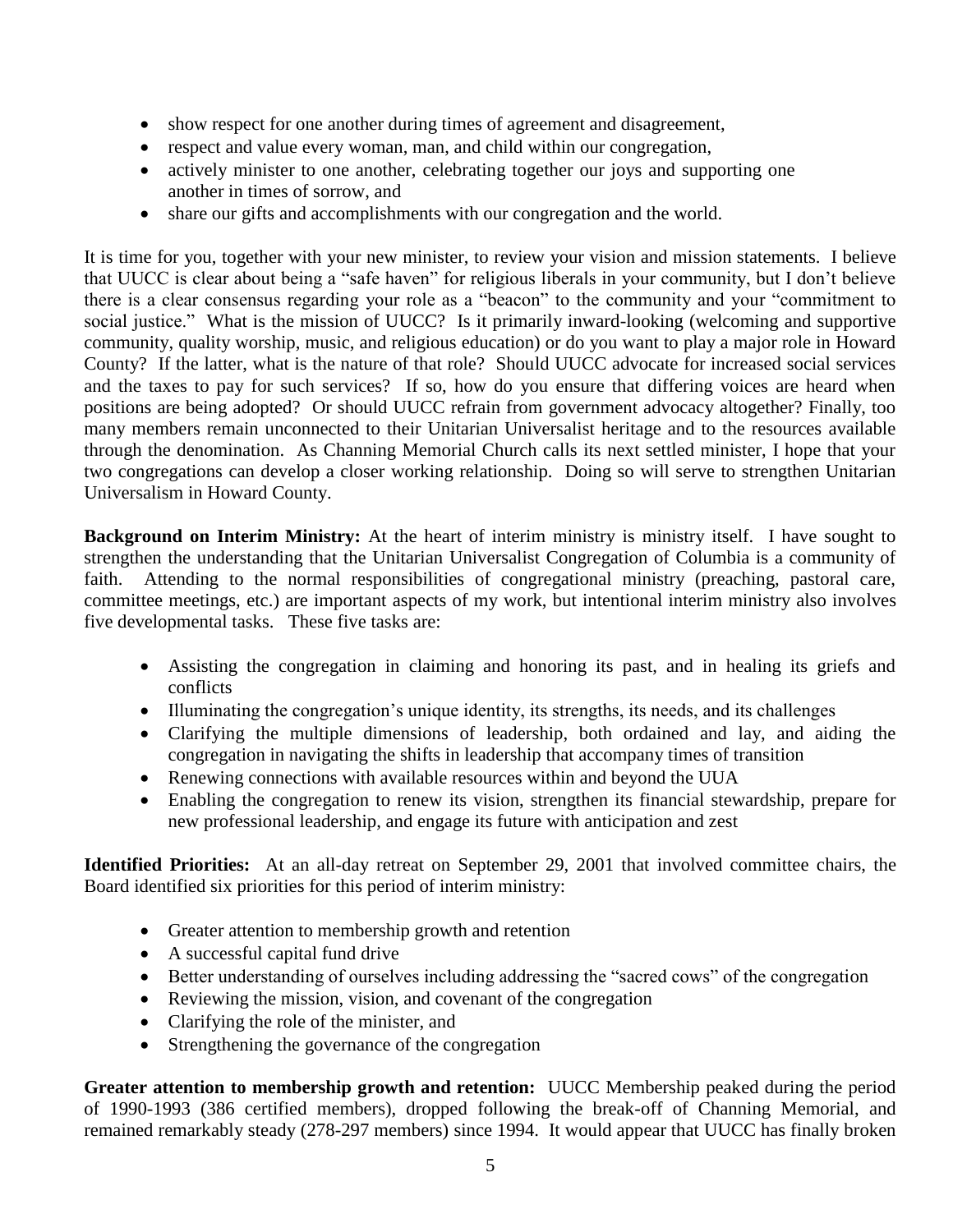- show respect for one another during times of agreement and disagreement,
- respect and value every woman, man, and child within our congregation,
- actively minister to one another, celebrating together our joys and supporting one another in times of sorrow, and
- share our gifts and accomplishments with our congregation and the world.

It is time for you, together with your new minister, to review your vision and mission statements. I believe that UUCC is clear about being a "safe haven" for religious liberals in your community, but I don't believe there is a clear consensus regarding your role as a "beacon" to the community and your "commitment to social justice." What is the mission of UUCC? Is it primarily inward-looking (welcoming and supportive community, quality worship, music, and religious education) or do you want to play a major role in Howard County? If the latter, what is the nature of that role? Should UUCC advocate for increased social services and the taxes to pay for such services? If so, how do you ensure that differing voices are heard when positions are being adopted? Or should UUCC refrain from government advocacy altogether? Finally, too many members remain unconnected to their Unitarian Universalist heritage and to the resources available through the denomination. As Channing Memorial Church calls its next settled minister, I hope that your two congregations can develop a closer working relationship. Doing so will serve to strengthen Unitarian Universalism in Howard County.

**Background on Interim Ministry:** At the heart of interim ministry is ministry itself. I have sought to strengthen the understanding that the Unitarian Universalist Congregation of Columbia is a community of faith. Attending to the normal responsibilities of congregational ministry (preaching, pastoral care, committee meetings, etc.) are important aspects of my work, but intentional interim ministry also involves five developmental tasks. These five tasks are:

- Assisting the congregation in claiming and honoring its past, and in healing its griefs and conflicts
- Illuminating the congregation's unique identity, its strengths, its needs, and its challenges
- Clarifying the multiple dimensions of leadership, both ordained and lay, and aiding the congregation in navigating the shifts in leadership that accompany times of transition
- Renewing connections with available resources within and beyond the UUA
- Enabling the congregation to renew its vision, strengthen its financial stewardship, prepare for new professional leadership, and engage its future with anticipation and zest

**Identified Priorities:** At an all-day retreat on September 29, 2001 that involved committee chairs, the Board identified six priorities for this period of interim ministry:

- Greater attention to membership growth and retention
- A successful capital fund drive
- Better understanding of ourselves including addressing the "sacred cows" of the congregation
- Reviewing the mission, vision, and covenant of the congregation
- Clarifying the role of the minister, and
- Strengthening the governance of the congregation

**Greater attention to membership growth and retention:** UUCC Membership peaked during the period of 1990-1993 (386 certified members), dropped following the break-off of Channing Memorial, and remained remarkably steady (278-297 members) since 1994. It would appear that UUCC has finally broken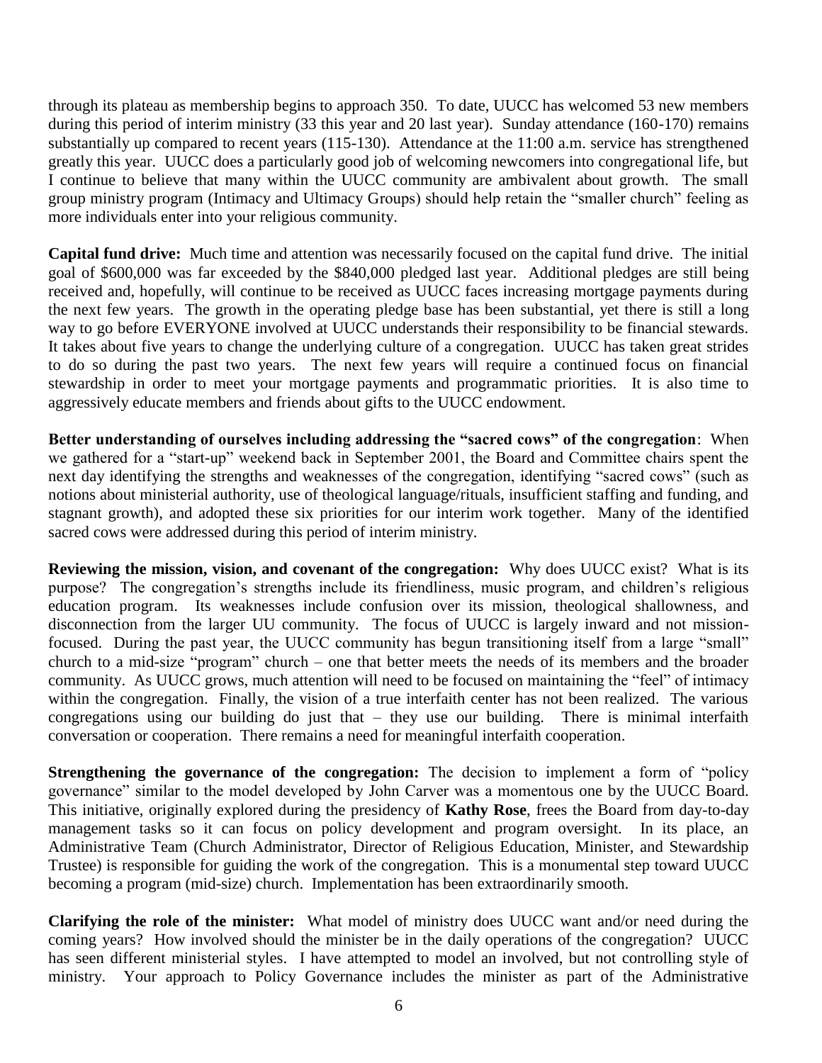through its plateau as membership begins to approach 350. To date, UUCC has welcomed 53 new members during this period of interim ministry (33 this year and 20 last year). Sunday attendance (160-170) remains substantially up compared to recent years (115-130). Attendance at the 11:00 a.m. service has strengthened greatly this year. UUCC does a particularly good job of welcoming newcomers into congregational life, but I continue to believe that many within the UUCC community are ambivalent about growth. The small group ministry program (Intimacy and Ultimacy Groups) should help retain the "smaller church" feeling as more individuals enter into your religious community.

**Capital fund drive:** Much time and attention was necessarily focused on the capital fund drive. The initial goal of $600,000 was far exceeded by the $840,000 pledged last year. Additional pledges are still being received and, hopefully, will continue to be received as UUCC faces increasing mortgage payments during the next few years. The growth in the operating pledge base has been substantial, yet there is still a long way to go before EVERYONE involved at UUCC understands their responsibility to be financial stewards. It takes about five years to change the underlying culture of a congregation. UUCC has taken great strides to do so during the past two years. The next few years will require a continued focus on financial stewardship in order to meet your mortgage payments and programmatic priorities. It is also time to aggressively educate members and friends about gifts to the UUCC endowment.

**Better understanding of ourselves including addressing the "sacred cows" of the congregation**: When we gathered for a "start-up" weekend back in September 2001, the Board and Committee chairs spent the next day identifying the strengths and weaknesses of the congregation, identifying "sacred cows" (such as notions about ministerial authority, use of theological language/rituals, insufficient staffing and funding, and stagnant growth), and adopted these six priorities for our interim work together. Many of the identified sacred cows were addressed during this period of interim ministry.

**Reviewing the mission, vision, and covenant of the congregation:** Why does UUCC exist? What is its purpose? The congregation's strengths include its friendliness, music program, and children's religious education program. Its weaknesses include confusion over its mission, theological shallowness, and disconnection from the larger UU community. The focus of UUCC is largely inward and not mission-focused. During the past year, the UUCC community has begun transitioning itself from a large "small" church to a mid-size "program" church – one that better meets the needs of its members and the broader community. As UUCC grows, much attention will need to be focused on maintaining the "feel" of intimacy within the congregation. Finally, the vision of a true interfaith center has not been realized. The various congregations using our building do just that – they use our building. There is minimal interfaith conversation or cooperation. There remains a need for meaningful interfaith cooperation.

**Strengthening the governance of the congregation:** The decision to implement a form of "policy governance" similar to the model developed by John Carver was a momentous one by the UUCC Board. This initiative, originally explored during the presidency of **Kathy Rose**, frees the Board from day-to-day management tasks so it can focus on policy development and program oversight. In its place, an Administrative Team (Church Administrator, Director of Religious Education, Minister, and Stewardship Trustee) is responsible for guiding the work of the congregation. This is a monumental step toward UUCC becoming a program (mid-size) church. Implementation has been extraordinarily smooth.

**Clarifying the role of the minister:** What model of ministry does UUCC want and/or need during the coming years? How involved should the minister be in the daily operations of the congregation? UUCC has seen different ministerial styles. I have attempted to model an involved, but not controlling style of ministry. Your approach to Policy Governance includes the minister as part of the Administrative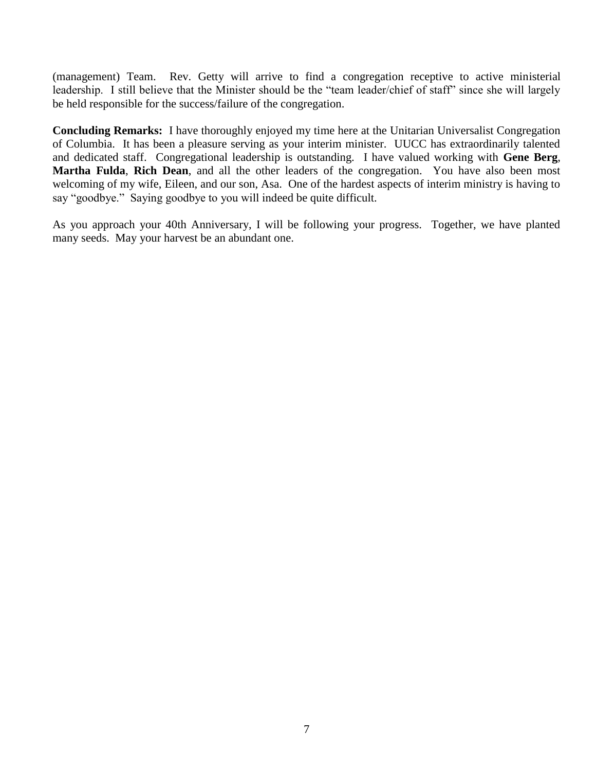(management) Team. Rev. Getty will arrive to find a congregation receptive to active ministerial leadership. I still believe that the Minister should be the "team leader/chief of staff" since she will largely be held responsible for the success/failure of the congregation.

**Concluding Remarks:** I have thoroughly enjoyed my time here at the Unitarian Universalist Congregation of Columbia. It has been a pleasure serving as your interim minister. UUCC has extraordinarily talented and dedicated staff. Congregational leadership is outstanding. I have valued working with **Gene Berg**, **Martha Fulda**, **Rich Dean**, and all the other leaders of the congregation. You have also been most welcoming of my wife, Eileen, and our son, Asa. One of the hardest aspects of interim ministry is having to say "goodbye." Saying goodbye to you will indeed be quite difficult.

As you approach your 40th Anniversary, I will be following your progress. Together, we have planted many seeds. May your harvest be an abundant one.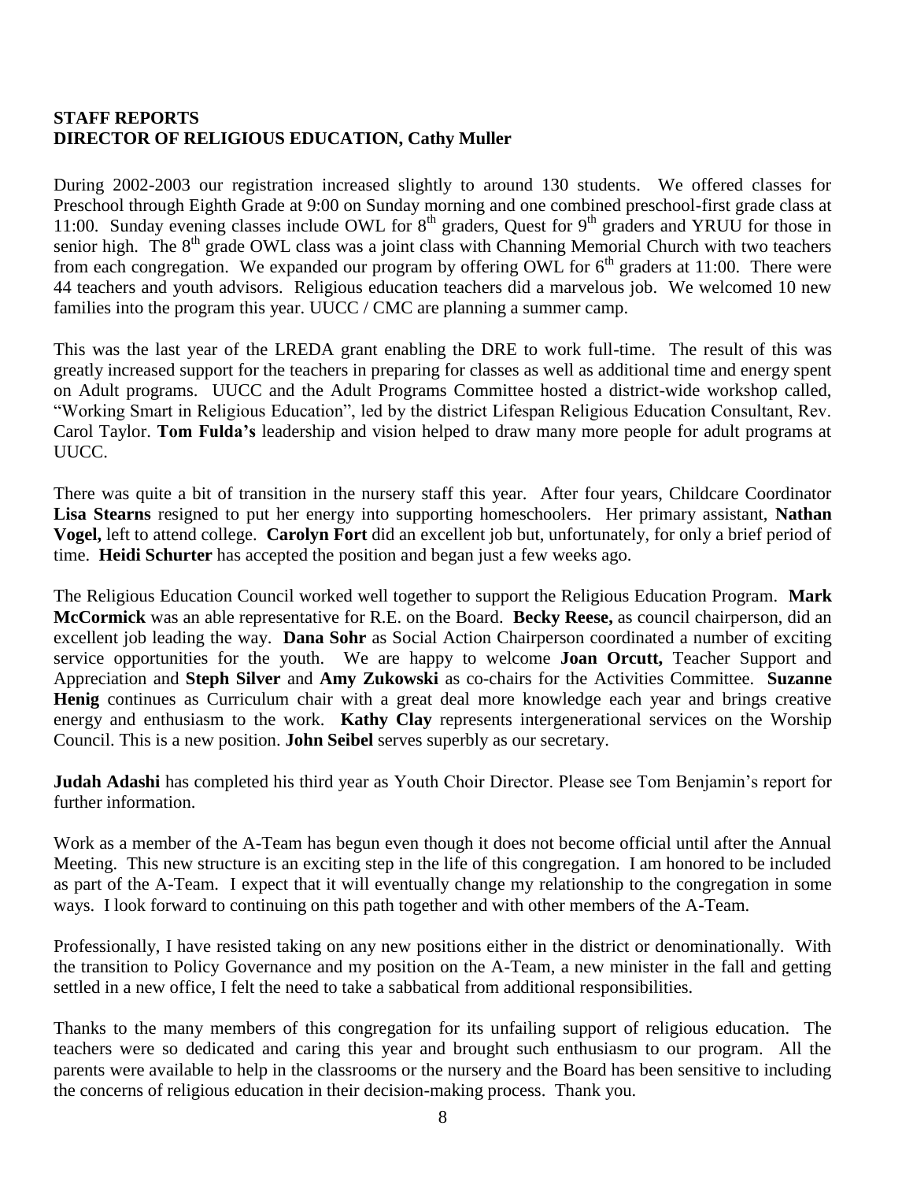**STAFF REPORTS**
**DIRECTOR OF RELIGIOUS EDUCATION, Cathy Muller**

During 2002-2003 our registration increased slightly to around 130 students. We offered classes for Preschool through Eighth Grade at 9:00 on Sunday morning and one combined preschool-first grade class at 11:00. Sunday evening classes include OWL for 8th graders, Quest for 9th graders and YRUU for those in senior high. The 8th grade OWL class was a joint class with Channing Memorial Church with two teachers from each congregation. We expanded our program by offering OWL for 6th graders at 11:00. There were 44 teachers and youth advisors. Religious education teachers did a marvelous job. We welcomed 10 new families into the program this year. UUCC / CMC are planning a summer camp.

This was the last year of the LREDA grant enabling the DRE to work full-time. The result of this was greatly increased support for the teachers in preparing for classes as well as additional time and energy spent on Adult programs. UUCC and the Adult Programs Committee hosted a district-wide workshop called, "Working Smart in Religious Education", led by the district Lifespan Religious Education Consultant, Rev. Carol Taylor. **Tom Fulda's** leadership and vision helped to draw many more people for adult programs at UUCC.

There was quite a bit of transition in the nursery staff this year. After four years, Childcare Coordinator **Lisa Stearns** resigned to put her energy into supporting homeschoolers. Her primary assistant, **Nathan Vogel,** left to attend college. **Carolyn Fort** did an excellent job but, unfortunately, for only a brief period of time. **Heidi Schurter** has accepted the position and began just a few weeks ago.

The Religious Education Council worked well together to support the Religious Education Program. **Mark McCormick** was an able representative for R.E. on the Board. **Becky Reese,** as council chairperson, did an excellent job leading the way. **Dana Sohr** as Social Action Chairperson coordinated a number of exciting service opportunities for the youth. We are happy to welcome **Joan Orcutt,** Teacher Support and Appreciation and **Steph Silver** and **Amy Zukowski** as co-chairs for the Activities Committee. **Suzanne Henig** continues as Curriculum chair with a great deal more knowledge each year and brings creative energy and enthusiasm to the work. **Kathy Clay** represents intergenerational services on the Worship Council. This is a new position. **John Seibel** serves superbly as our secretary.

**Judah Adashi** has completed his third year as Youth Choir Director. Please see Tom Benjamin's report for further information.

Work as a member of the A-Team has begun even though it does not become official until after the Annual Meeting. This new structure is an exciting step in the life of this congregation. I am honored to be included as part of the A-Team. I expect that it will eventually change my relationship to the congregation in some ways. I look forward to continuing on this path together and with other members of the A-Team.

Professionally, I have resisted taking on any new positions either in the district or denominationally. With the transition to Policy Governance and my position on the A-Team, a new minister in the fall and getting settled in a new office, I felt the need to take a sabbatical from additional responsibilities.

Thanks to the many members of this congregation for its unfailing support of religious education. The teachers were so dedicated and caring this year and brought such enthusiasm to our program. All the parents were available to help in the classrooms or the nursery and the Board has been sensitive to including the concerns of religious education in their decision-making process. Thank you.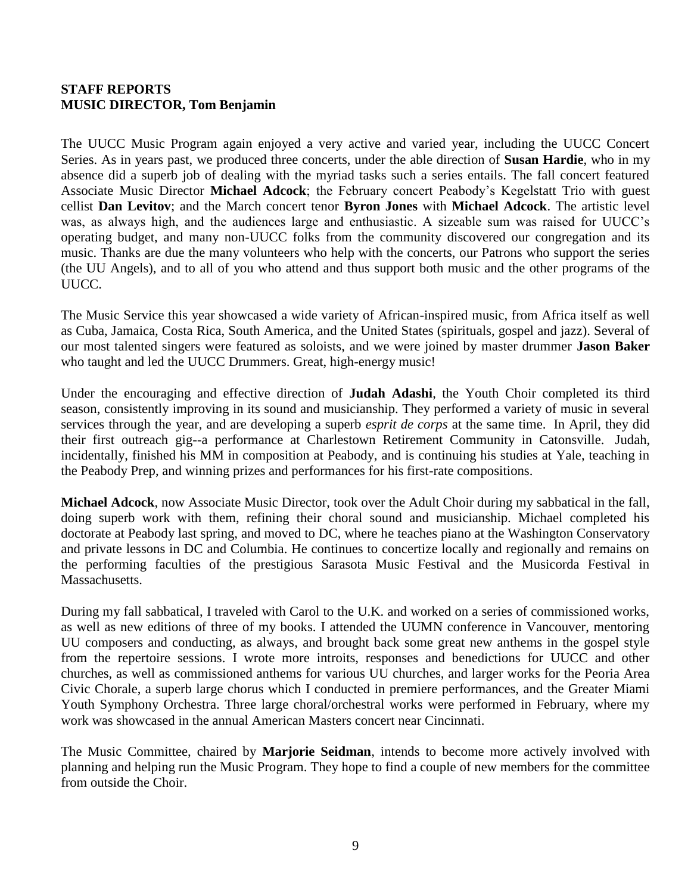## STAFF REPORTS
## MUSIC DIRECTOR, Tom Benjamin

The UUCC Music Program again enjoyed a very active and varied year, including the UUCC Concert Series. As in years past, we produced three concerts, under the able direction of **Susan Hardie**, who in my absence did a superb job of dealing with the myriad tasks such a series entails. The fall concert featured Associate Music Director **Michael Adcock**; the February concert Peabody's Kegelstatt Trio with guest cellist **Dan Levitov**; and the March concert tenor **Byron Jones** with **Michael Adcock**. The artistic level was, as always high, and the audiences large and enthusiastic. A sizeable sum was raised for UUCC's operating budget, and many non-UUCC folks from the community discovered our congregation and its music. Thanks are due the many volunteers who help with the concerts, our Patrons who support the series (the UU Angels), and to all of you who attend and thus support both music and the other programs of the UUCC.

The Music Service this year showcased a wide variety of African-inspired music, from Africa itself as well as Cuba, Jamaica, Costa Rica, South America, and the United States (spirituals, gospel and jazz). Several of our most talented singers were featured as soloists, and we were joined by master drummer **Jason Baker** who taught and led the UUCC Drummers. Great, high-energy music!

Under the encouraging and effective direction of **Judah Adashi**, the Youth Choir completed its third season, consistently improving in its sound and musicianship. They performed a variety of music in several services through the year, and are developing a superb *esprit de corps* at the same time. In April, they did their first outreach gig--a performance at Charlestown Retirement Community in Catonsville. Judah, incidentally, finished his MM in composition at Peabody, and is continuing his studies at Yale, teaching in the Peabody Prep, and winning prizes and performances for his first-rate compositions.

**Michael Adcock**, now Associate Music Director, took over the Adult Choir during my sabbatical in the fall, doing superb work with them, refining their choral sound and musicianship. Michael completed his doctorate at Peabody last spring, and moved to DC, where he teaches piano at the Washington Conservatory and private lessons in DC and Columbia. He continues to concertize locally and regionally and remains on the performing faculties of the prestigious Sarasota Music Festival and the Musicorda Festival in Massachusetts.

During my fall sabbatical, I traveled with Carol to the U.K. and worked on a series of commissioned works, as well as new editions of three of my books. I attended the UUMN conference in Vancouver, mentoring UU composers and conducting, as always, and brought back some great new anthems in the gospel style from the repertoire sessions. I wrote more introits, responses and benedictions for UUCC and other churches, as well as commissioned anthems for various UU churches, and larger works for the Peoria Area Civic Chorale, a superb large chorus which I conducted in premiere performances, and the Greater Miami Youth Symphony Orchestra. Three large choral/orchestral works were performed in February, where my work was showcased in the annual American Masters concert near Cincinnati.

The Music Committee, chaired by **Marjorie Seidman**, intends to become more actively involved with planning and helping run the Music Program. They hope to find a couple of new members for the committee from outside the Choir.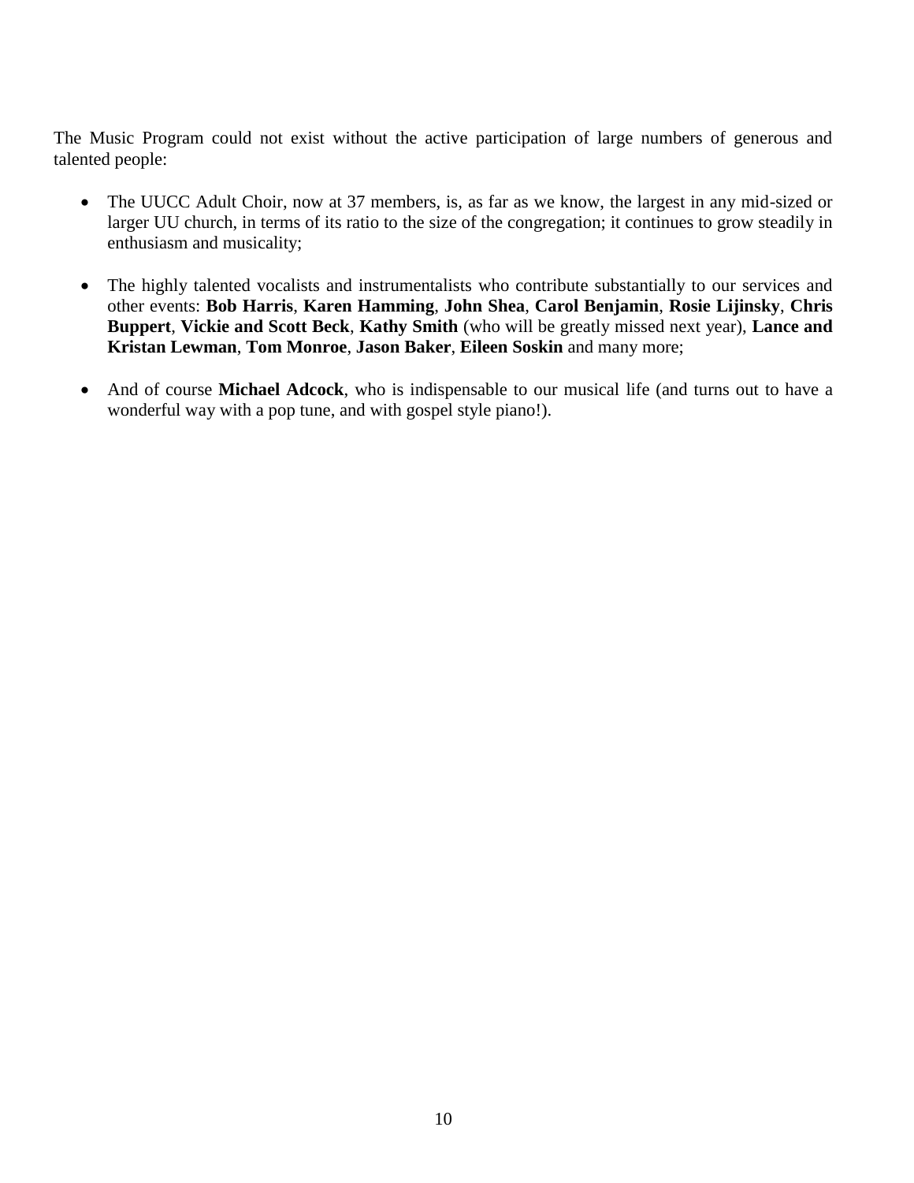The Music Program could not exist without the active participation of large numbers of generous and talented people:

- The UUCC Adult Choir, now at 37 members, is, as far as we know, the largest in any mid-sized or larger UU church, in terms of its ratio to the size of the congregation; it continues to grow steadily in enthusiasm and musicality;

- The highly talented vocalists and instrumentalists who contribute substantially to our services and other events: **Bob Harris**, **Karen Hamming**, **John Shea**, **Carol Benjamin**, **Rosie Lijinsky**, **Chris Buppert**, **Vickie and Scott Beck**, **Kathy Smith** (who will be greatly missed next year), **Lance and Kristan Lewman**, **Tom Monroe**, **Jason Baker**, **Eileen Soskin** and many more;

- And of course **Michael Adcock**, who is indispensable to our musical life (and turns out to have a wonderful way with a pop tune, and with gospel style piano!).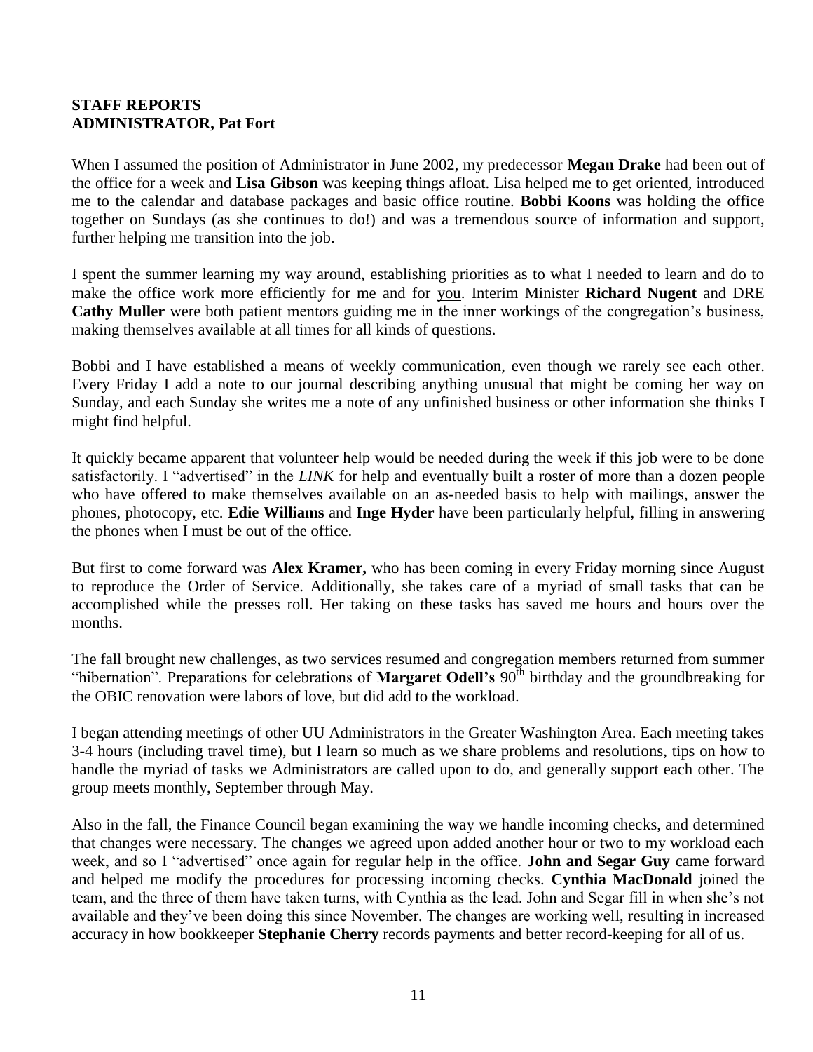**STAFF REPORTS**
**ADMINISTRATOR, Pat Fort**

When I assumed the position of Administrator in June 2002, my predecessor **Megan Drake** had been out of the office for a week and **Lisa Gibson** was keeping things afloat. Lisa helped me to get oriented, introduced me to the calendar and database packages and basic office routine. **Bobbi Koons** was holding the office together on Sundays (as she continues to do!) and was a tremendous source of information and support, further helping me transition into the job.

I spent the summer learning my way around, establishing priorities as to what I needed to learn and do to make the office work more efficiently for me and for you. Interim Minister **Richard Nugent** and DRE **Cathy Muller** were both patient mentors guiding me in the inner workings of the congregation's business, making themselves available at all times for all kinds of questions.

Bobbi and I have established a means of weekly communication, even though we rarely see each other. Every Friday I add a note to our journal describing anything unusual that might be coming her way on Sunday, and each Sunday she writes me a note of any unfinished business or other information she thinks I might find helpful.

It quickly became apparent that volunteer help would be needed during the week if this job were to be done satisfactorily. I "advertised" in the *LINK* for help and eventually built a roster of more than a dozen people who have offered to make themselves available on an as-needed basis to help with mailings, answer the phones, photocopy, etc. **Edie Williams** and **Inge Hyder** have been particularly helpful, filling in answering the phones when I must be out of the office.

But first to come forward was **Alex Kramer,** who has been coming in every Friday morning since August to reproduce the Order of Service. Additionally, she takes care of a myriad of small tasks that can be accomplished while the presses roll. Her taking on these tasks has saved me hours and hours over the months.

The fall brought new challenges, as two services resumed and congregation members returned from summer "hibernation". Preparations for celebrations of **Margaret Odell's** 90th birthday and the groundbreaking for the OBIC renovation were labors of love, but did add to the workload.

I began attending meetings of other UU Administrators in the Greater Washington Area. Each meeting takes 3-4 hours (including travel time), but I learn so much as we share problems and resolutions, tips on how to handle the myriad of tasks we Administrators are called upon to do, and generally support each other. The group meets monthly, September through May.

Also in the fall, the Finance Council began examining the way we handle incoming checks, and determined that changes were necessary. The changes we agreed upon added another hour or two to my workload each week, and so I "advertised" once again for regular help in the office. **John and Segar Guy** came forward and helped me modify the procedures for processing incoming checks. **Cynthia MacDonald** joined the team, and the three of them have taken turns, with Cynthia as the lead. John and Segar fill in when she's not available and they've been doing this since November. The changes are working well, resulting in increased accuracy in how bookkeeper **Stephanie Cherry** records payments and better record-keeping for all of us.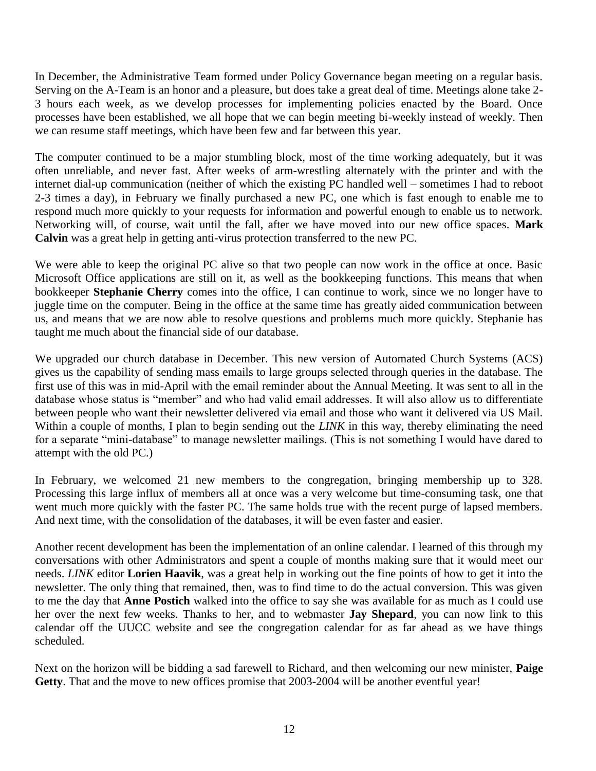In December, the Administrative Team formed under Policy Governance began meeting on a regular basis. Serving on the A-Team is an honor and a pleasure, but does take a great deal of time. Meetings alone take 2-3 hours each week, as we develop processes for implementing policies enacted by the Board. Once processes have been established, we all hope that we can begin meeting bi-weekly instead of weekly. Then we can resume staff meetings, which have been few and far between this year.

The computer continued to be a major stumbling block, most of the time working adequately, but it was often unreliable, and never fast. After weeks of arm-wrestling alternately with the printer and with the internet dial-up communication (neither of which the existing PC handled well – sometimes I had to reboot 2-3 times a day), in February we finally purchased a new PC, one which is fast enough to enable me to respond much more quickly to your requests for information and powerful enough to enable us to network. Networking will, of course, wait until the fall, after we have moved into our new office spaces. **Mark Calvin** was a great help in getting anti-virus protection transferred to the new PC.

We were able to keep the original PC alive so that two people can now work in the office at once. Basic Microsoft Office applications are still on it, as well as the bookkeeping functions. This means that when bookkeeper **Stephanie Cherry** comes into the office, I can continue to work, since we no longer have to juggle time on the computer. Being in the office at the same time has greatly aided communication between us, and means that we are now able to resolve questions and problems much more quickly. Stephanie has taught me much about the financial side of our database.

We upgraded our church database in December. This new version of Automated Church Systems (ACS) gives us the capability of sending mass emails to large groups selected through queries in the database. The first use of this was in mid-April with the email reminder about the Annual Meeting. It was sent to all in the database whose status is "member" and who had valid email addresses. It will also allow us to differentiate between people who want their newsletter delivered via email and those who want it delivered via US Mail. Within a couple of months, I plan to begin sending out the *LINK* in this way, thereby eliminating the need for a separate "mini-database" to manage newsletter mailings. (This is not something I would have dared to attempt with the old PC.)

In February, we welcomed 21 new members to the congregation, bringing membership up to 328. Processing this large influx of members all at once was a very welcome but time-consuming task, one that went much more quickly with the faster PC. The same holds true with the recent purge of lapsed members. And next time, with the consolidation of the databases, it will be even faster and easier.

Another recent development has been the implementation of an online calendar. I learned of this through my conversations with other Administrators and spent a couple of months making sure that it would meet our needs. *LINK* editor **Lorien Haavik**, was a great help in working out the fine points of how to get it into the newsletter. The only thing that remained, then, was to find time to do the actual conversion. This was given to me the day that **Anne Postich** walked into the office to say she was available for as much as I could use her over the next few weeks. Thanks to her, and to webmaster **Jay Shepard**, you can now link to this calendar off the UUCC website and see the congregation calendar for as far ahead as we have things scheduled.

Next on the horizon will be bidding a sad farewell to Richard, and then welcoming our new minister, **Paige Getty**. That and the move to new offices promise that 2003-2004 will be another eventful year!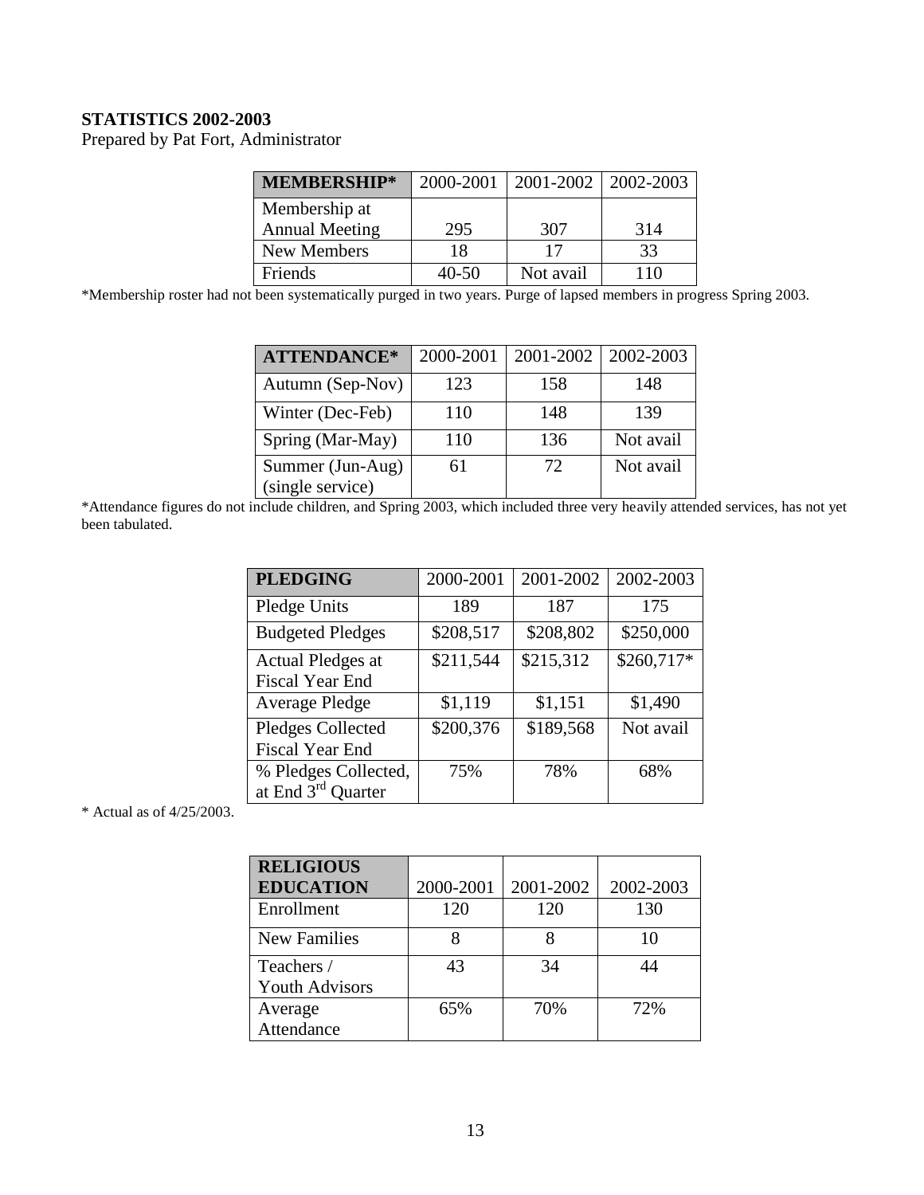**STATISTICS 2002-2003**

Prepared by Pat Fort, Administrator

| MEMBERSHIP* | 2000-2001 | 2001-2002 | 2002-2003 |
|---|---|---|---|
| Membership at Annual Meeting | 295 | 307 | 314 |
| New Members | 18 | 17 | 33 |
| Friends | 40-50 | Not avail | 110 |

*Membership roster had not been systematically purged in two years. Purge of lapsed members in progress Spring 2003.

| ATTENDANCE* | 2000-2001 | 2001-2002 | 2002-2003 |
|---|---|---|---|
| Autumn (Sep-Nov) | 123 | 158 | 148 |
| Winter (Dec-Feb) | 110 | 148 | 139 |
| Spring (Mar-May) | 110 | 136 | Not avail |
| Summer (Jun-Aug) (single service) | 61 | 72 | Not avail |

*Attendance figures do not include children, and Spring 2003, which included three very heavily attended services, has not yet been tabulated.

| PLEDGING | 2000-2001 | 2001-2002 | 2002-2003 |
|---|---|---|---|
| Pledge Units | 189 | 187 | 175 |
| Budgeted Pledges | $208,517 | $208,802 | $250,000 |
| Actual Pledges at Fiscal Year End | $211,544 | $215,312 | $260,717* |
| Average Pledge | $1,119 | $1,151 | $1,490 |
| Pledges Collected Fiscal Year End | $200,376 | $189,568 | Not avail |
| % Pledges Collected, at End 3rd Quarter | 75% | 78% | 68% |

* Actual as of 4/25/2003.

| RELIGIOUS EDUCATION | 2000-2001 | 2001-2002 | 2002-2003 |
|---|---|---|---|
| Enrollment | 120 | 120 | 130 |
| New Families | 8 | 8 | 10 |
| Teachers / Youth Advisors | 43 | 34 | 44 |
| Average Attendance | 65% | 70% | 72% |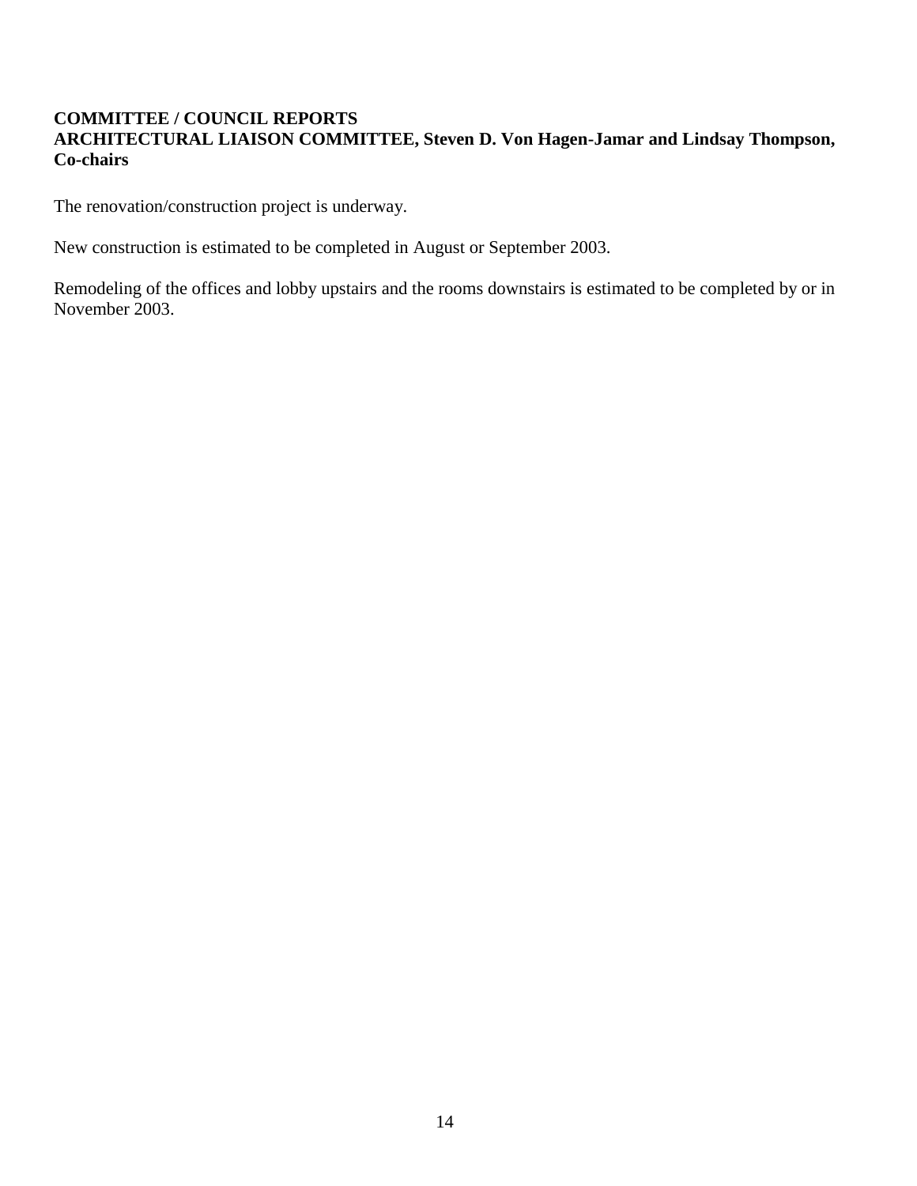## COMMITTEE / COUNCIL REPORTS

### ARCHITECTURAL LIAISON COMMITTEE, Steven D. Von Hagen-Jamar and Lindsay Thompson, Co-chairs

The renovation/construction project is underway.

New construction is estimated to be completed in August or September 2003.

Remodeling of the offices and lobby upstairs and the rooms downstairs is estimated to be completed by or in November 2003.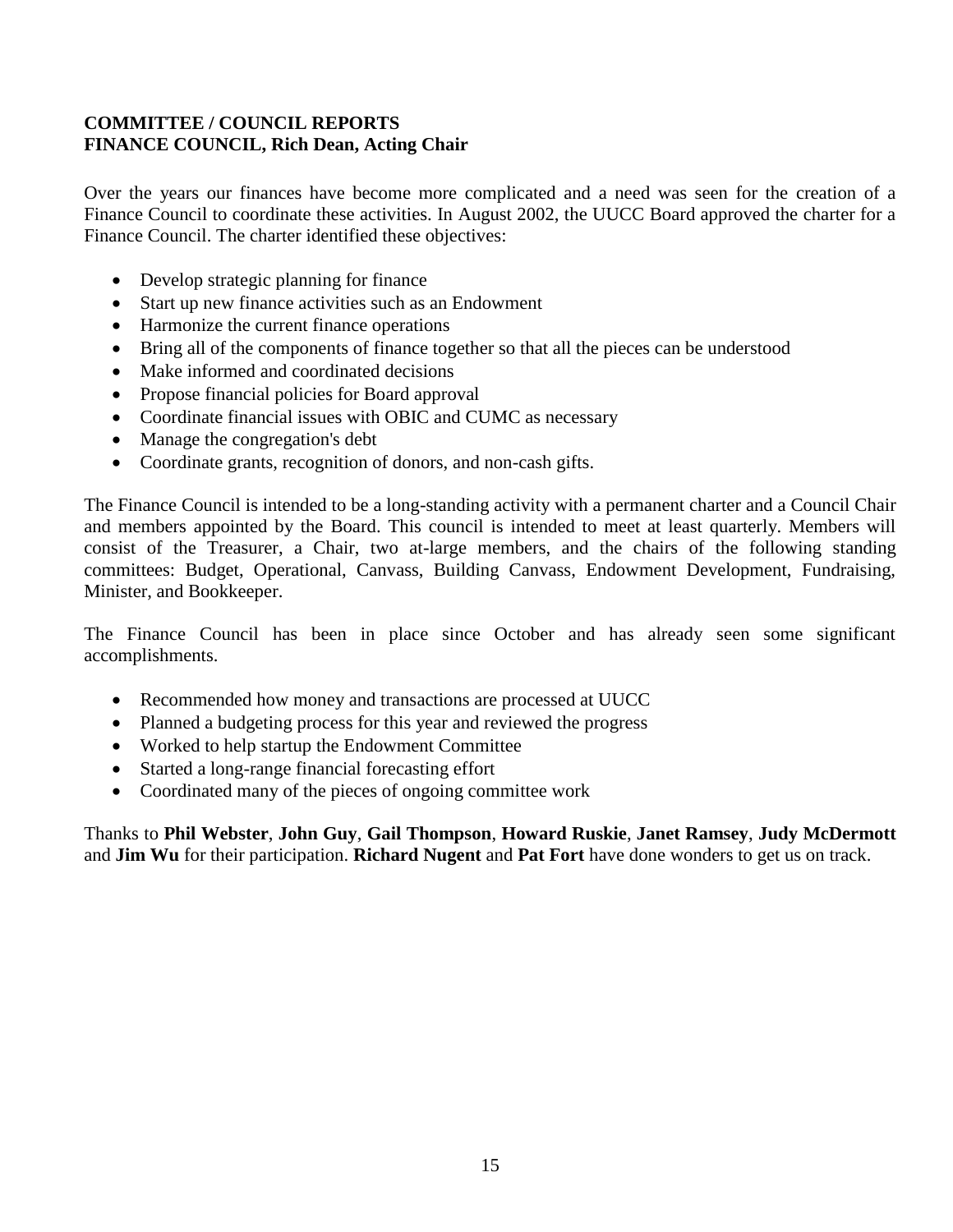**COMMITTEE / COUNCIL REPORTS**
**FINANCE COUNCIL, Rich Dean, Acting Chair**

Over the years our finances have become more complicated and a need was seen for the creation of a Finance Council to coordinate these activities. In August 2002, the UUCC Board approved the charter for a Finance Council. The charter identified these objectives:

- Develop strategic planning for finance
- Start up new finance activities such as an Endowment
- Harmonize the current finance operations
- Bring all of the components of finance together so that all the pieces can be understood
- Make informed and coordinated decisions
- Propose financial policies for Board approval
- Coordinate financial issues with OBIC and CUMC as necessary
- Manage the congregation's debt
- Coordinate grants, recognition of donors, and non-cash gifts.

The Finance Council is intended to be a long-standing activity with a permanent charter and a Council Chair and members appointed by the Board. This council is intended to meet at least quarterly. Members will consist of the Treasurer, a Chair, two at-large members, and the chairs of the following standing committees: Budget, Operational, Canvass, Building Canvass, Endowment Development, Fundraising, Minister, and Bookkeeper.

The Finance Council has been in place since October and has already seen some significant accomplishments.

- Recommended how money and transactions are processed at UUCC
- Planned a budgeting process for this year and reviewed the progress
- Worked to help startup the Endowment Committee
- Started a long-range financial forecasting effort
- Coordinated many of the pieces of ongoing committee work

Thanks to **Phil Webster**, **John Guy**, **Gail Thompson**, **Howard Ruskie**, **Janet Ramsey**, **Judy McDermott** and **Jim Wu** for their participation. **Richard Nugent** and **Pat Fort** have done wonders to get us on track.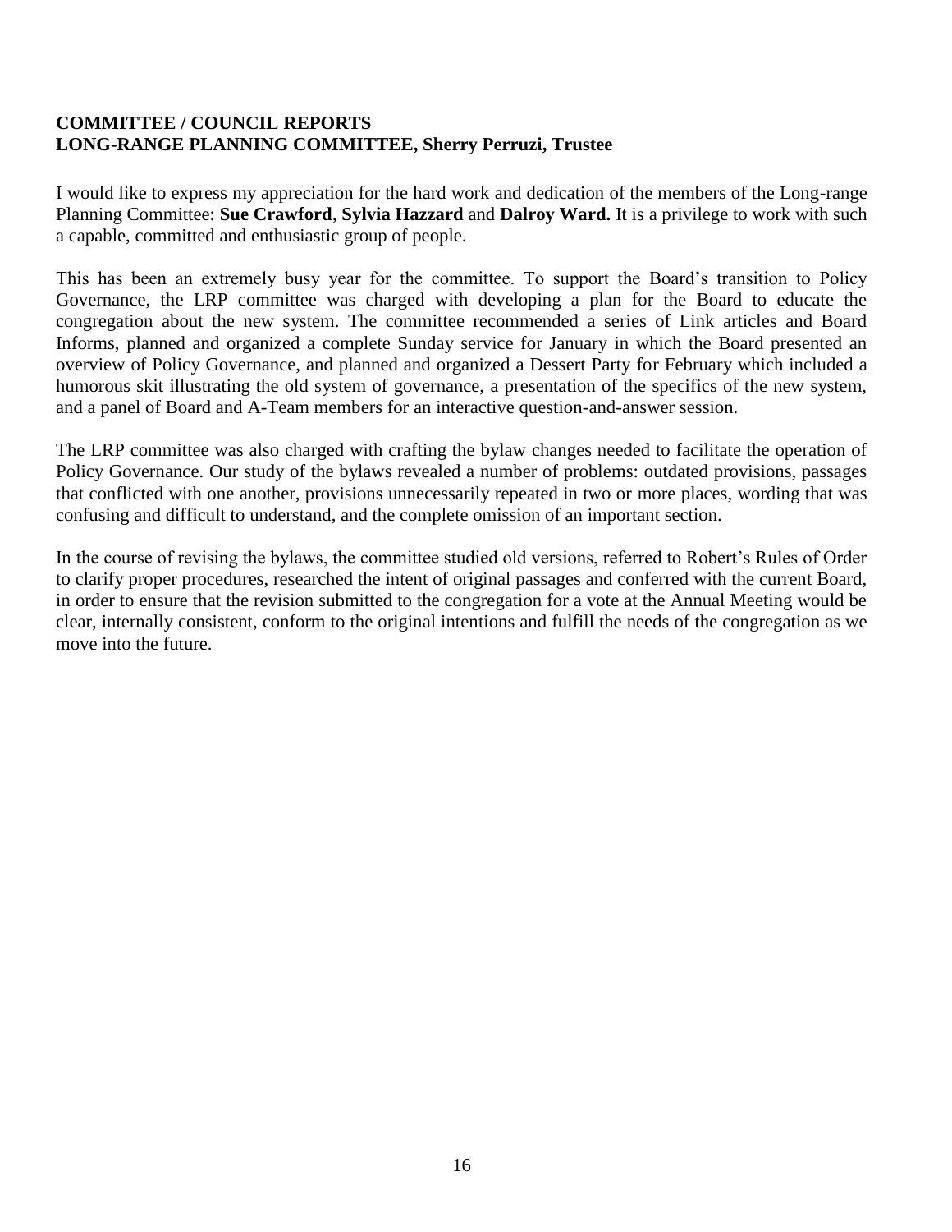**COMMITTEE / COUNCIL REPORTS**
**LONG-RANGE PLANNING COMMITTEE, Sherry Perruzi, Trustee**

I would like to express my appreciation for the hard work and dedication of the members of the Long-range Planning Committee: **Sue Crawford**, **Sylvia Hazzard** and **Dalroy Ward.** It is a privilege to work with such a capable, committed and enthusiastic group of people.

This has been an extremely busy year for the committee. To support the Board's transition to Policy Governance, the LRP committee was charged with developing a plan for the Board to educate the congregation about the new system. The committee recommended a series of Link articles and Board Informs, planned and organized a complete Sunday service for January in which the Board presented an overview of Policy Governance, and planned and organized a Dessert Party for February which included a humorous skit illustrating the old system of governance, a presentation of the specifics of the new system, and a panel of Board and A-Team members for an interactive question-and-answer session.

The LRP committee was also charged with crafting the bylaw changes needed to facilitate the operation of Policy Governance. Our study of the bylaws revealed a number of problems: outdated provisions, passages that conflicted with one another, provisions unnecessarily repeated in two or more places, wording that was confusing and difficult to understand, and the complete omission of an important section.

In the course of revising the bylaws, the committee studied old versions, referred to Robert's Rules of Order to clarify proper procedures, researched the intent of original passages and conferred with the current Board, in order to ensure that the revision submitted to the congregation for a vote at the Annual Meeting would be clear, internally consistent, conform to the original intentions and fulfill the needs of the congregation as we move into the future.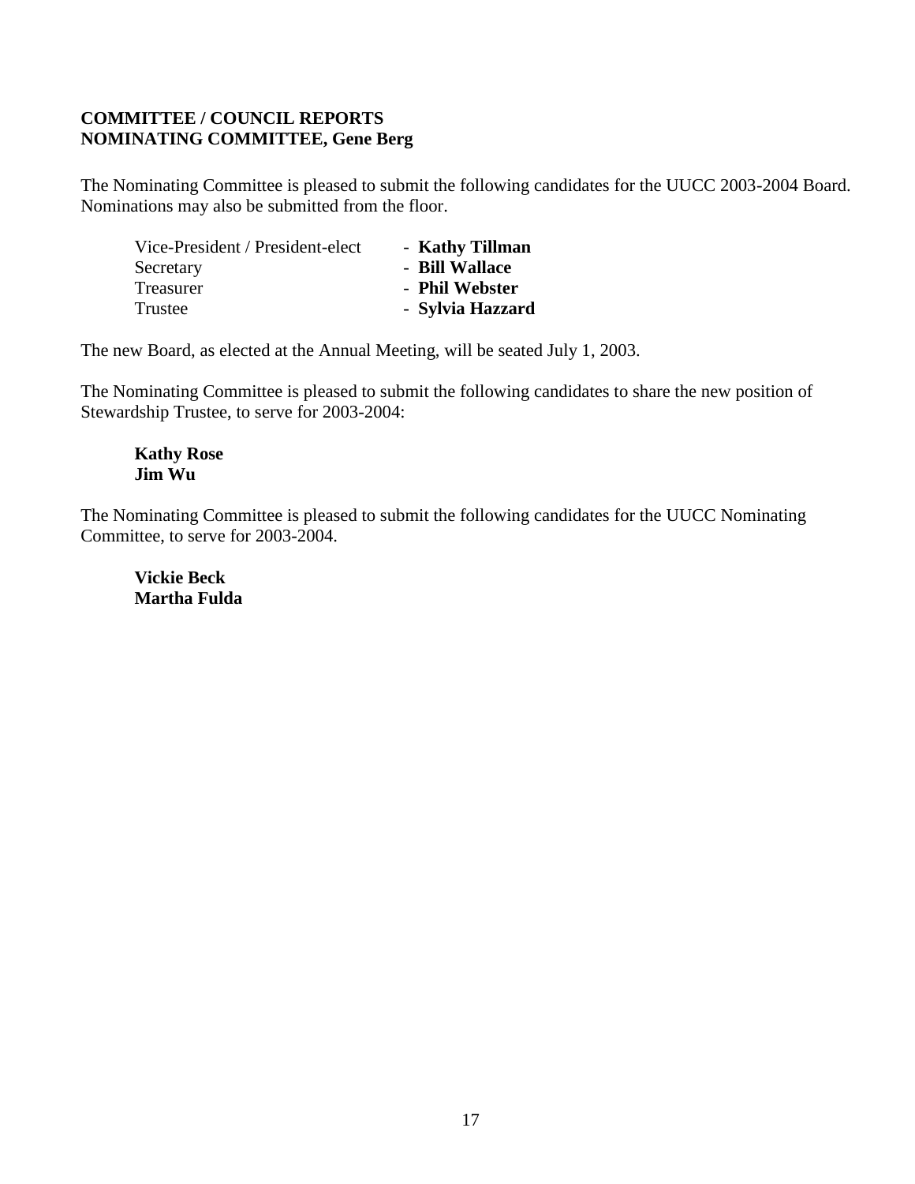**COMMITTEE / COUNCIL REPORTS**
**NOMINATING COMMITTEE, Gene Berg**

The Nominating Committee is pleased to submit the following candidates for the UUCC 2003-2004 Board. Nominations may also be submitted from the floor.

| | |
|---|---|
| Vice-President / President-elect | - **Kathy Tillman** |
| Secretary | - **Bill Wallace** |
| Treasurer | - **Phil Webster** |
| Trustee | - **Sylvia Hazzard** |

The new Board, as elected at the Annual Meeting, will be seated July 1, 2003.

The Nominating Committee is pleased to submit the following candidates to share the new position of Stewardship Trustee, to serve for 2003-2004:

**Kathy Rose**
**Jim Wu**

The Nominating Committee is pleased to submit the following candidates for the UUCC Nominating Committee, to serve for 2003-2004.

**Vickie Beck**
**Martha Fulda**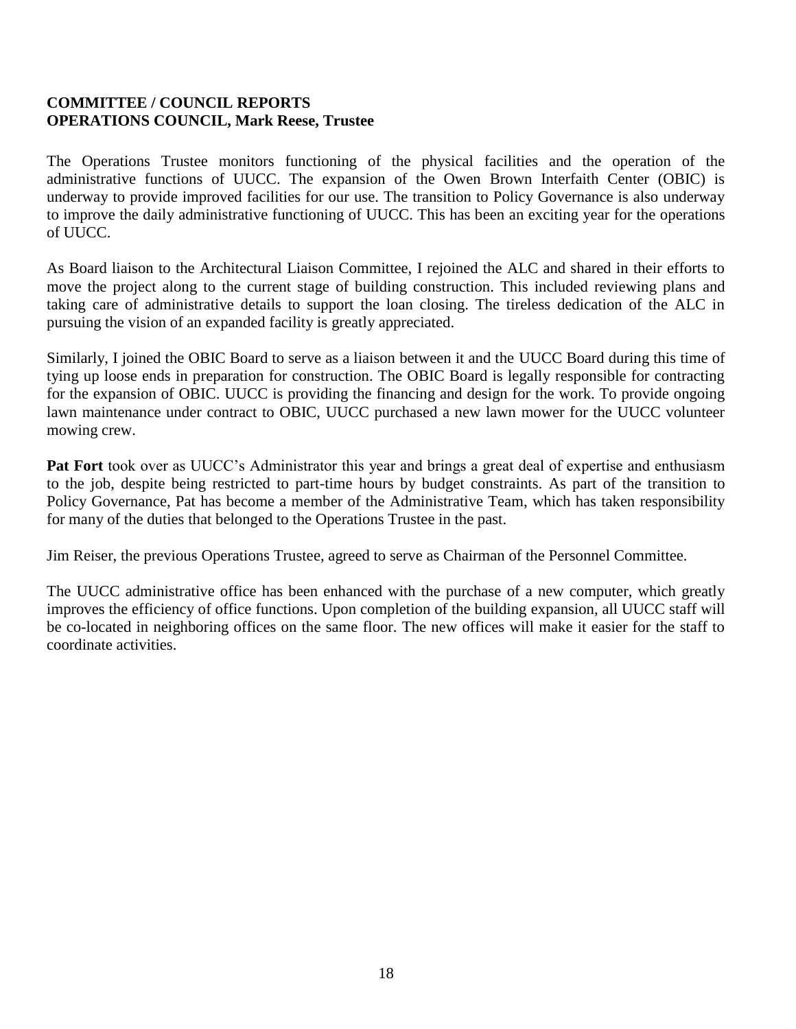**COMMITTEE / COUNCIL REPORTS**
**OPERATIONS COUNCIL, Mark Reese, Trustee**

The Operations Trustee monitors functioning of the physical facilities and the operation of the administrative functions of UUCC. The expansion of the Owen Brown Interfaith Center (OBIC) is underway to provide improved facilities for our use. The transition to Policy Governance is also underway to improve the daily administrative functioning of UUCC. This has been an exciting year for the operations of UUCC.

As Board liaison to the Architectural Liaison Committee, I rejoined the ALC and shared in their efforts to move the project along to the current stage of building construction. This included reviewing plans and taking care of administrative details to support the loan closing. The tireless dedication of the ALC in pursuing the vision of an expanded facility is greatly appreciated.

Similarly, I joined the OBIC Board to serve as a liaison between it and the UUCC Board during this time of tying up loose ends in preparation for construction. The OBIC Board is legally responsible for contracting for the expansion of OBIC. UUCC is providing the financing and design for the work. To provide ongoing lawn maintenance under contract to OBIC, UUCC purchased a new lawn mower for the UUCC volunteer mowing crew.

**Pat Fort** took over as UUCC's Administrator this year and brings a great deal of expertise and enthusiasm to the job, despite being restricted to part-time hours by budget constraints. As part of the transition to Policy Governance, Pat has become a member of the Administrative Team, which has taken responsibility for many of the duties that belonged to the Operations Trustee in the past.

Jim Reiser, the previous Operations Trustee, agreed to serve as Chairman of the Personnel Committee.

The UUCC administrative office has been enhanced with the purchase of a new computer, which greatly improves the efficiency of office functions. Upon completion of the building expansion, all UUCC staff will be co-located in neighboring offices on the same floor. The new offices will make it easier for the staff to coordinate activities.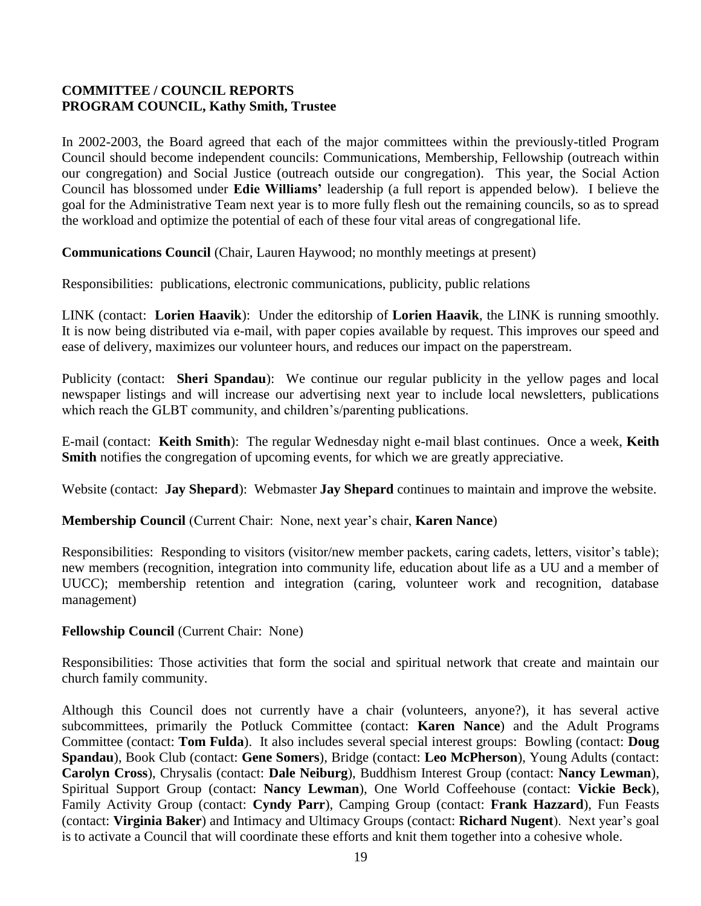## COMMITTEE / COUNCIL REPORTS
## PROGRAM COUNCIL, Kathy Smith, Trustee

In 2002-2003, the Board agreed that each of the major committees within the previously-titled Program Council should become independent councils: Communications, Membership, Fellowship (outreach within our congregation) and Social Justice (outreach outside our congregation). This year, the Social Action Council has blossomed under **Edie Williams'** leadership (a full report is appended below). I believe the goal for the Administrative Team next year is to more fully flesh out the remaining councils, so as to spread the workload and optimize the potential of each of these four vital areas of congregational life.

**Communications Council** (Chair, Lauren Haywood; no monthly meetings at present)

Responsibilities: publications, electronic communications, publicity, public relations

LINK (contact: **Lorien Haavik**): Under the editorship of **Lorien Haavik**, the LINK is running smoothly. It is now being distributed via e-mail, with paper copies available by request. This improves our speed and ease of delivery, maximizes our volunteer hours, and reduces our impact on the paperstream.

Publicity (contact: **Sheri Spandau**): We continue our regular publicity in the yellow pages and local newspaper listings and will increase our advertising next year to include local newsletters, publications which reach the GLBT community, and children's/parenting publications.

E-mail (contact: **Keith Smith**): The regular Wednesday night e-mail blast continues. Once a week, **Keith Smith** notifies the congregation of upcoming events, for which we are greatly appreciative.

Website (contact: **Jay Shepard**): Webmaster **Jay Shepard** continues to maintain and improve the website.

**Membership Council** (Current Chair: None, next year's chair, **Karen Nance**)

Responsibilities: Responding to visitors (visitor/new member packets, caring cadets, letters, visitor's table); new members (recognition, integration into community life, education about life as a UU and a member of UUCC); membership retention and integration (caring, volunteer work and recognition, database management)

**Fellowship Council** (Current Chair: None)

Responsibilities: Those activities that form the social and spiritual network that create and maintain our church family community.

Although this Council does not currently have a chair (volunteers, anyone?), it has several active subcommittees, primarily the Potluck Committee (contact: **Karen Nance**) and the Adult Programs Committee (contact: **Tom Fulda**). It also includes several special interest groups: Bowling (contact: **Doug Spandau**), Book Club (contact: **Gene Somers**), Bridge (contact: **Leo McPherson**), Young Adults (contact: **Carolyn Cross**), Chrysalis (contact: **Dale Neiburg**), Buddhism Interest Group (contact: **Nancy Lewman**), Spiritual Support Group (contact: **Nancy Lewman**), One World Coffeehouse (contact: **Vickie Beck**), Family Activity Group (contact: **Cyndy Parr**), Camping Group (contact: **Frank Hazzard**), Fun Feasts (contact: **Virginia Baker**) and Intimacy and Ultimacy Groups (contact: **Richard Nugent**). Next year's goal is to activate a Council that will coordinate these efforts and knit them together into a cohesive whole.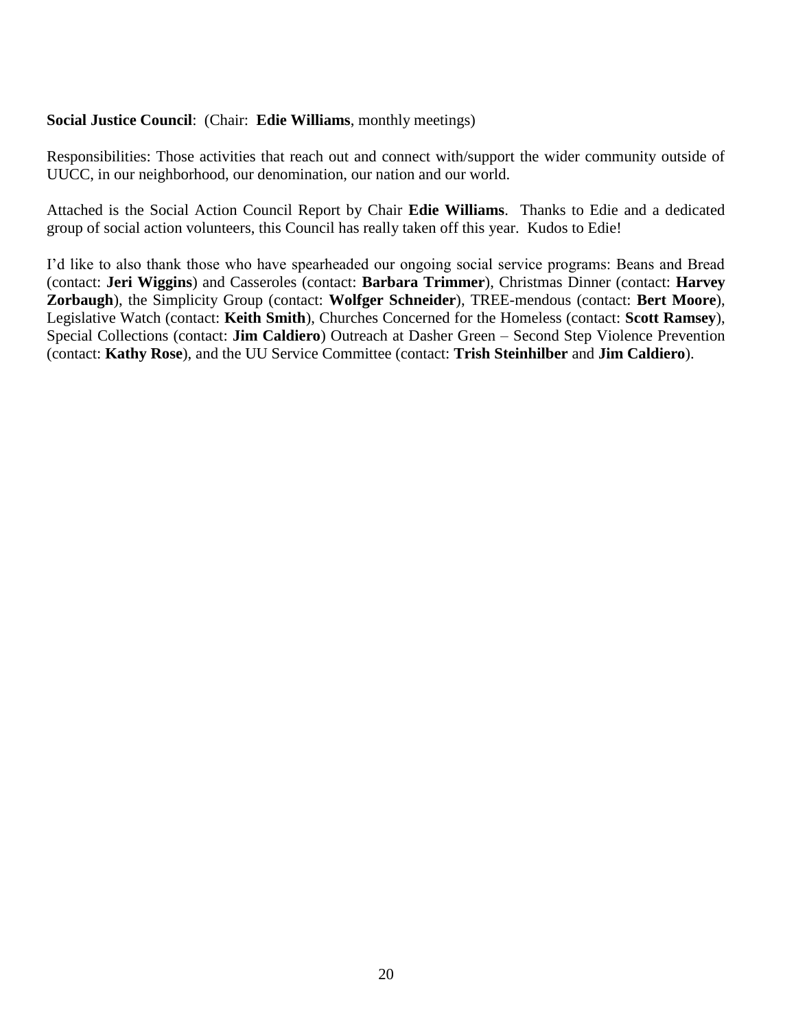**Social Justice Council**: (Chair: **Edie Williams**, monthly meetings)

Responsibilities: Those activities that reach out and connect with/support the wider community outside of UUCC, in our neighborhood, our denomination, our nation and our world.

Attached is the Social Action Council Report by Chair **Edie Williams**. Thanks to Edie and a dedicated group of social action volunteers, this Council has really taken off this year. Kudos to Edie!

I'd like to also thank those who have spearheaded our ongoing social service programs: Beans and Bread (contact: **Jeri Wiggins**) and Casseroles (contact: **Barbara Trimmer**), Christmas Dinner (contact: **Harvey Zorbaugh**), the Simplicity Group (contact: **Wolfger Schneider**), TREE-mendous (contact: **Bert Moore**), Legislative Watch (contact: **Keith Smith**), Churches Concerned for the Homeless (contact: **Scott Ramsey**), Special Collections (contact: **Jim Caldiero**) Outreach at Dasher Green – Second Step Violence Prevention (contact: **Kathy Rose**), and the UU Service Committee (contact: **Trish Steinhilber** and **Jim Caldiero**).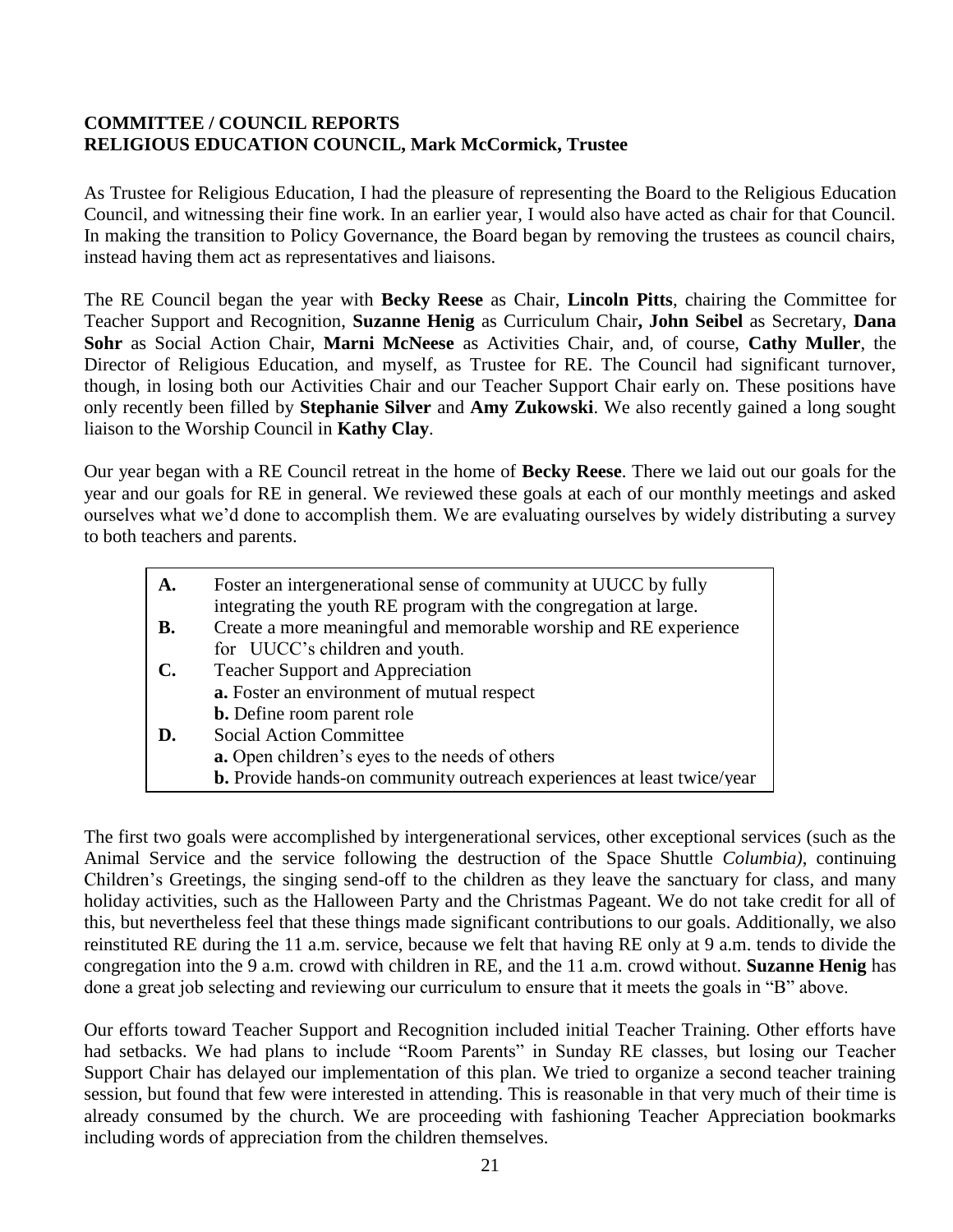## COMMITTEE / COUNCIL REPORTS
## RELIGIOUS EDUCATION COUNCIL, Mark McCormick, Trustee

As Trustee for Religious Education, I had the pleasure of representing the Board to the Religious Education Council, and witnessing their fine work. In an earlier year, I would also have acted as chair for that Council. In making the transition to Policy Governance, the Board began by removing the trustees as council chairs, instead having them act as representatives and liaisons.

The RE Council began the year with **Becky Reese** as Chair, **Lincoln Pitts**, chairing the Committee for Teacher Support and Recognition, **Suzanne Henig** as Curriculum Chair**, John Seibel** as Secretary, **Dana Sohr** as Social Action Chair, **Marni McNeese** as Activities Chair, and, of course, **Cathy Muller**, the Director of Religious Education, and myself, as Trustee for RE. The Council had significant turnover, though, in losing both our Activities Chair and our Teacher Support Chair early on. These positions have only recently been filled by **Stephanie Silver** and **Amy Zukowski**. We also recently gained a long sought liaison to the Worship Council in **Kathy Clay**.

Our year began with a RE Council retreat in the home of **Becky Reese**. There we laid out our goals for the year and our goals for RE in general. We reviewed these goals at each of our monthly meetings and asked ourselves what we'd done to accomplish them. We are evaluating ourselves by widely distributing a survey to both teachers and parents.

**A.** Foster an intergenerational sense of community at UUCC by fully integrating the youth RE program with the congregation at large.

**B.** Create a more meaningful and memorable worship and RE experience for UUCC's children and youth.

**C.** Teacher Support and Appreciation
- **a.** Foster an environment of mutual respect
- **b.** Define room parent role

**D.** Social Action Committee
- **a.** Open children's eyes to the needs of others
- **b.** Provide hands-on community outreach experiences at least twice/year

The first two goals were accomplished by intergenerational services, other exceptional services (such as the Animal Service and the service following the destruction of the Space Shuttle *Columbia)*, continuing Children's Greetings, the singing send-off to the children as they leave the sanctuary for class, and many holiday activities, such as the Halloween Party and the Christmas Pageant. We do not take credit for all of this, but nevertheless feel that these things made significant contributions to our goals. Additionally, we also reinstituted RE during the 11 a.m. service, because we felt that having RE only at 9 a.m. tends to divide the congregation into the 9 a.m. crowd with children in RE, and the 11 a.m. crowd without. **Suzanne Henig** has done a great job selecting and reviewing our curriculum to ensure that it meets the goals in "B" above.

Our efforts toward Teacher Support and Recognition included initial Teacher Training. Other efforts have had setbacks. We had plans to include "Room Parents" in Sunday RE classes, but losing our Teacher Support Chair has delayed our implementation of this plan. We tried to organize a second teacher training session, but found that few were interested in attending. This is reasonable in that very much of their time is already consumed by the church. We are proceeding with fashioning Teacher Appreciation bookmarks including words of appreciation from the children themselves.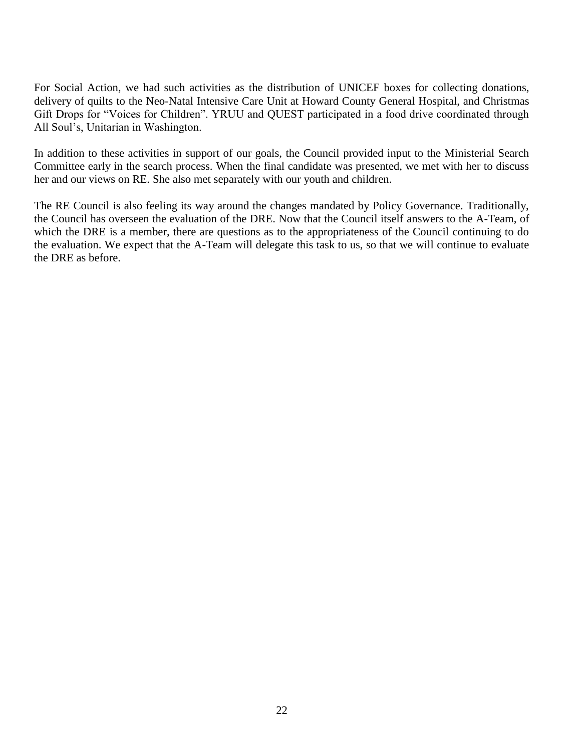For Social Action, we had such activities as the distribution of UNICEF boxes for collecting donations, delivery of quilts to the Neo-Natal Intensive Care Unit at Howard County General Hospital, and Christmas Gift Drops for "Voices for Children". YRUU and QUEST participated in a food drive coordinated through All Soul's, Unitarian in Washington.

In addition to these activities in support of our goals, the Council provided input to the Ministerial Search Committee early in the search process. When the final candidate was presented, we met with her to discuss her and our views on RE. She also met separately with our youth and children.

The RE Council is also feeling its way around the changes mandated by Policy Governance. Traditionally, the Council has overseen the evaluation of the DRE. Now that the Council itself answers to the A-Team, of which the DRE is a member, there are questions as to the appropriateness of the Council continuing to do the evaluation. We expect that the A-Team will delegate this task to us, so that we will continue to evaluate the DRE as before.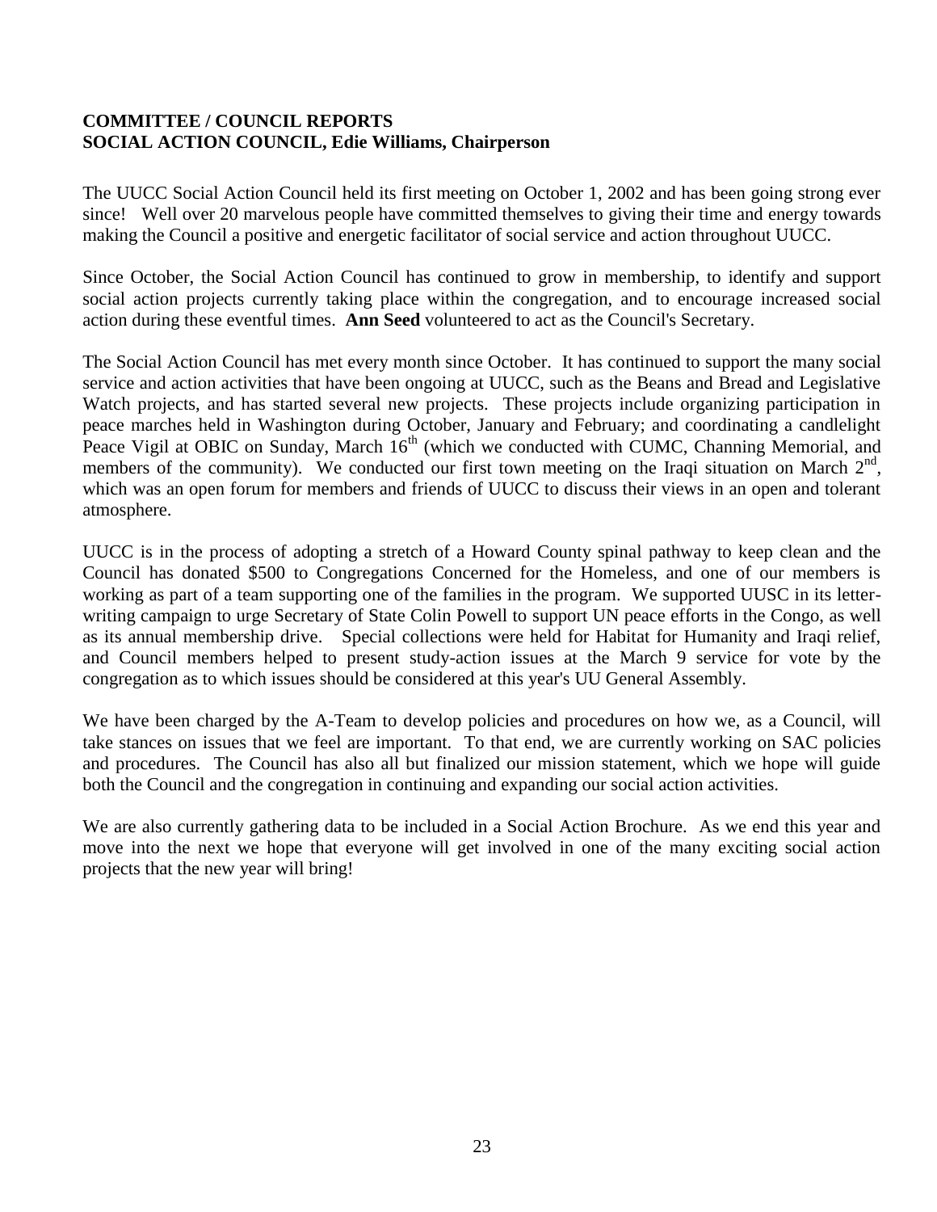**COMMITTEE / COUNCIL REPORTS**
**SOCIAL ACTION COUNCIL, Edie Williams, Chairperson**

The UUCC Social Action Council held its first meeting on October 1, 2002 and has been going strong ever since! Well over 20 marvelous people have committed themselves to giving their time and energy towards making the Council a positive and energetic facilitator of social service and action throughout UUCC.

Since October, the Social Action Council has continued to grow in membership, to identify and support social action projects currently taking place within the congregation, and to encourage increased social action during these eventful times. **Ann Seed** volunteered to act as the Council's Secretary.

The Social Action Council has met every month since October. It has continued to support the many social service and action activities that have been ongoing at UUCC, such as the Beans and Bread and Legislative Watch projects, and has started several new projects. These projects include organizing participation in peace marches held in Washington during October, January and February; and coordinating a candlelight Peace Vigil at OBIC on Sunday, March 16th (which we conducted with CUMC, Channing Memorial, and members of the community). We conducted our first town meeting on the Iraqi situation on March 2nd, which was an open forum for members and friends of UUCC to discuss their views in an open and tolerant atmosphere.

UUCC is in the process of adopting a stretch of a Howard County spinal pathway to keep clean and the Council has donated $500 to Congregations Concerned for the Homeless, and one of our members is working as part of a team supporting one of the families in the program. We supported UUSC in its letter-writing campaign to urge Secretary of State Colin Powell to support UN peace efforts in the Congo, as well as its annual membership drive. Special collections were held for Habitat for Humanity and Iraqi relief, and Council members helped to present study-action issues at the March 9 service for vote by the congregation as to which issues should be considered at this year's UU General Assembly.

We have been charged by the A-Team to develop policies and procedures on how we, as a Council, will take stances on issues that we feel are important. To that end, we are currently working on SAC policies and procedures. The Council has also all but finalized our mission statement, which we hope will guide both the Council and the congregation in continuing and expanding our social action activities.

We are also currently gathering data to be included in a Social Action Brochure. As we end this year and move into the next we hope that everyone will get involved in one of the many exciting social action projects that the new year will bring!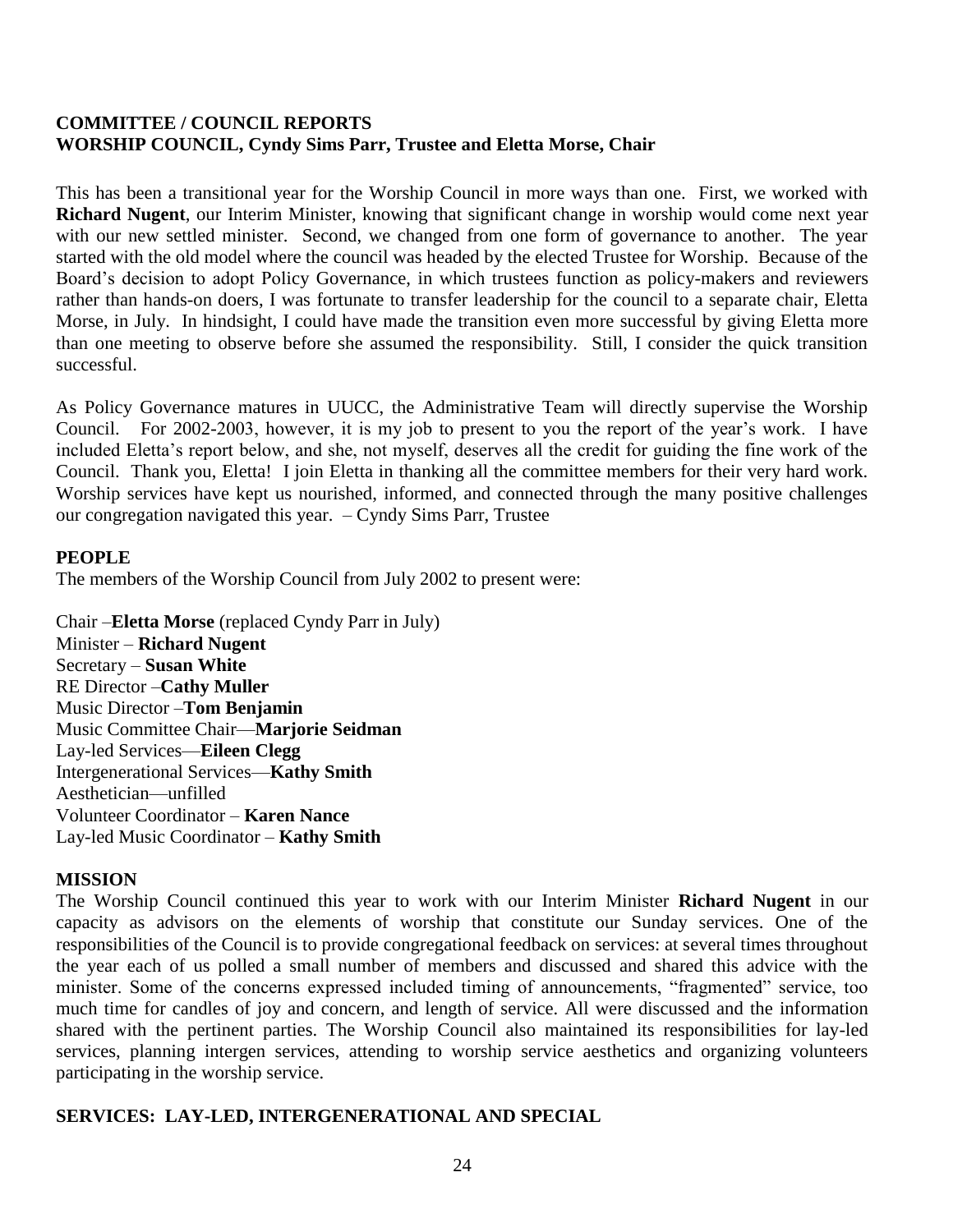## COMMITTEE / COUNCIL REPORTS

## WORSHIP COUNCIL, Cyndy Sims Parr, Trustee and Eletta Morse, Chair

This has been a transitional year for the Worship Council in more ways than one. First, we worked with **Richard Nugent**, our Interim Minister, knowing that significant change in worship would come next year with our new settled minister. Second, we changed from one form of governance to another. The year started with the old model where the council was headed by the elected Trustee for Worship. Because of the Board's decision to adopt Policy Governance, in which trustees function as policy-makers and reviewers rather than hands-on doers, I was fortunate to transfer leadership for the council to a separate chair, Eletta Morse, in July. In hindsight, I could have made the transition even more successful by giving Eletta more than one meeting to observe before she assumed the responsibility. Still, I consider the quick transition successful.

As Policy Governance matures in UUCC, the Administrative Team will directly supervise the Worship Council. For 2002-2003, however, it is my job to present to you the report of the year's work. I have included Eletta's report below, and she, not myself, deserves all the credit for guiding the fine work of the Council. Thank you, Eletta! I join Eletta in thanking all the committee members for their very hard work. Worship services have kept us nourished, informed, and connected through the many positive challenges our congregation navigated this year. – Cyndy Sims Parr, Trustee

### PEOPLE

The members of the Worship Council from July 2002 to present were:

Chair –**Eletta Morse** (replaced Cyndy Parr in July)  
Minister – **Richard Nugent**  
Secretary – **Susan White**  
RE Director –**Cathy Muller**  
Music Director –**Tom Benjamin**  
Music Committee Chair—**Marjorie Seidman**  
Lay-led Services—**Eileen Clegg**  
Intergenerational Services—**Kathy Smith**  
Aesthetician—unfilled  
Volunteer Coordinator – **Karen Nance**  
Lay-led Music Coordinator – **Kathy Smith**

### MISSION

The Worship Council continued this year to work with our Interim Minister **Richard Nugent** in our capacity as advisors on the elements of worship that constitute our Sunday services. One of the responsibilities of the Council is to provide congregational feedback on services: at several times throughout the year each of us polled a small number of members and discussed and shared this advice with the minister. Some of the concerns expressed included timing of announcements, "fragmented" service, too much time for candles of joy and concern, and length of service. All were discussed and the information shared with the pertinent parties. The Worship Council also maintained its responsibilities for lay-led services, planning intergen services, attending to worship service aesthetics and organizing volunteers participating in the worship service.

### SERVICES: LAY-LED, INTERGENERATIONAL AND SPECIAL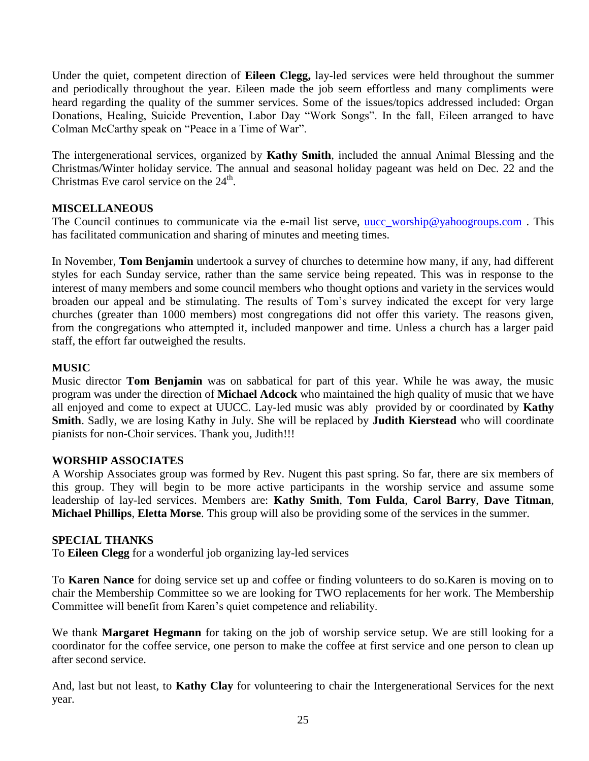Under the quiet, competent direction of **Eileen Clegg,** lay-led services were held throughout the summer and periodically throughout the year. Eileen made the job seem effortless and many compliments were heard regarding the quality of the summer services. Some of the issues/topics addressed included: Organ Donations, Healing, Suicide Prevention, Labor Day "Work Songs". In the fall, Eileen arranged to have Colman McCarthy speak on "Peace in a Time of War".

The intergenerational services, organized by **Kathy Smith**, included the annual Animal Blessing and the Christmas/Winter holiday service. The annual and seasonal holiday pageant was held on Dec. 22 and the Christmas Eve carol service on the 24th.

## MISCELLANEOUS

The Council continues to communicate via the e-mail list serve, uucc_worship@yahoogroups.com . This has facilitated communication and sharing of minutes and meeting times.

In November, **Tom Benjamin** undertook a survey of churches to determine how many, if any, had different styles for each Sunday service, rather than the same service being repeated. This was in response to the interest of many members and some council members who thought options and variety in the services would broaden our appeal and be stimulating. The results of Tom's survey indicated the except for very large churches (greater than 1000 members) most congregations did not offer this variety. The reasons given, from the congregations who attempted it, included manpower and time. Unless a church has a larger paid staff, the effort far outweighed the results.

## MUSIC

Music director **Tom Benjamin** was on sabbatical for part of this year. While he was away, the music program was under the direction of **Michael Adcock** who maintained the high quality of music that we have all enjoyed and come to expect at UUCC. Lay-led music was ably provided by or coordinated by **Kathy Smith**. Sadly, we are losing Kathy in July. She will be replaced by **Judith Kierstead** who will coordinate pianists for non-Choir services. Thank you, Judith!!!

## WORSHIP ASSOCIATES

A Worship Associates group was formed by Rev. Nugent this past spring. So far, there are six members of this group. They will begin to be more active participants in the worship service and assume some leadership of lay-led services. Members are: **Kathy Smith**, **Tom Fulda**, **Carol Barry**, **Dave Titman**, **Michael Phillips**, **Eletta Morse**. This group will also be providing some of the services in the summer.

## SPECIAL THANKS

To **Eileen Clegg** for a wonderful job organizing lay-led services

To **Karen Nance** for doing service set up and coffee or finding volunteers to do so.Karen is moving on to chair the Membership Committee so we are looking for TWO replacements for her work. The Membership Committee will benefit from Karen's quiet competence and reliability.

We thank **Margaret Hegmann** for taking on the job of worship service setup. We are still looking for a coordinator for the coffee service, one person to make the coffee at first service and one person to clean up after second service.

And, last but not least, to **Kathy Clay** for volunteering to chair the Intergenerational Services for the next year.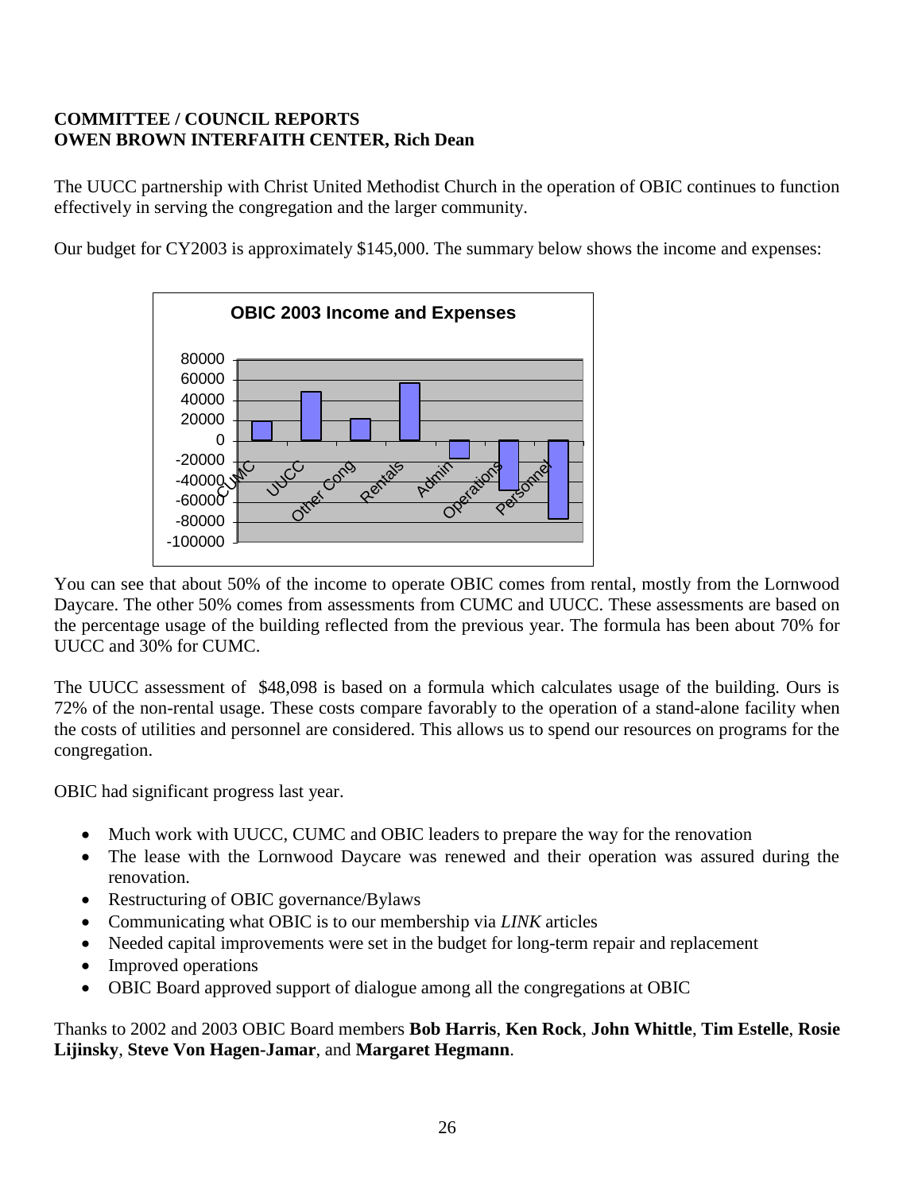**COMMITTEE / COUNCIL REPORTS**
**OWEN BROWN INTERFAITH CENTER, Rich Dean**

The UUCC partnership with Christ United Methodist Church in the operation of OBIC continues to function effectively in serving the congregation and the larger community.

Our budget for CY2003 is approximately $145,000. The summary below shows the income and expenses:

You can see that about 50% of the income to operate OBIC comes from rental, mostly from the Lornwood Daycare. The other 50% comes from assessments from CUMC and UUCC. These assessments are based on the percentage usage of the building reflected from the previous year. The formula has been about 70% for UUCC and 30% for CUMC.

The UUCC assessment of $48,098 is based on a formula which calculates usage of the building. Ours is 72% of the non-rental usage. These costs compare favorably to the operation of a stand-alone facility when the costs of utilities and personnel are considered. This allows us to spend our resources on programs for the congregation.

OBIC had significant progress last year.

- Much work with UUCC, CUMC and OBIC leaders to prepare the way for the renovation
- The lease with the Lornwood Daycare was renewed and their operation was assured during the renovation.
- Restructuring of OBIC governance/Bylaws
- Communicating what OBIC is to our membership via *LINK* articles
- Needed capital improvements were set in the budget for long-term repair and replacement
- Improved operations
- OBIC Board approved support of dialogue among all the congregations at OBIC

Thanks to 2002 and 2003 OBIC Board members **Bob Harris**, **Ken Rock**, **John Whittle**, **Tim Estelle**, **Rosie Lijinsky**, **Steve Von Hagen-Jamar**, and **Margaret Hegmann**.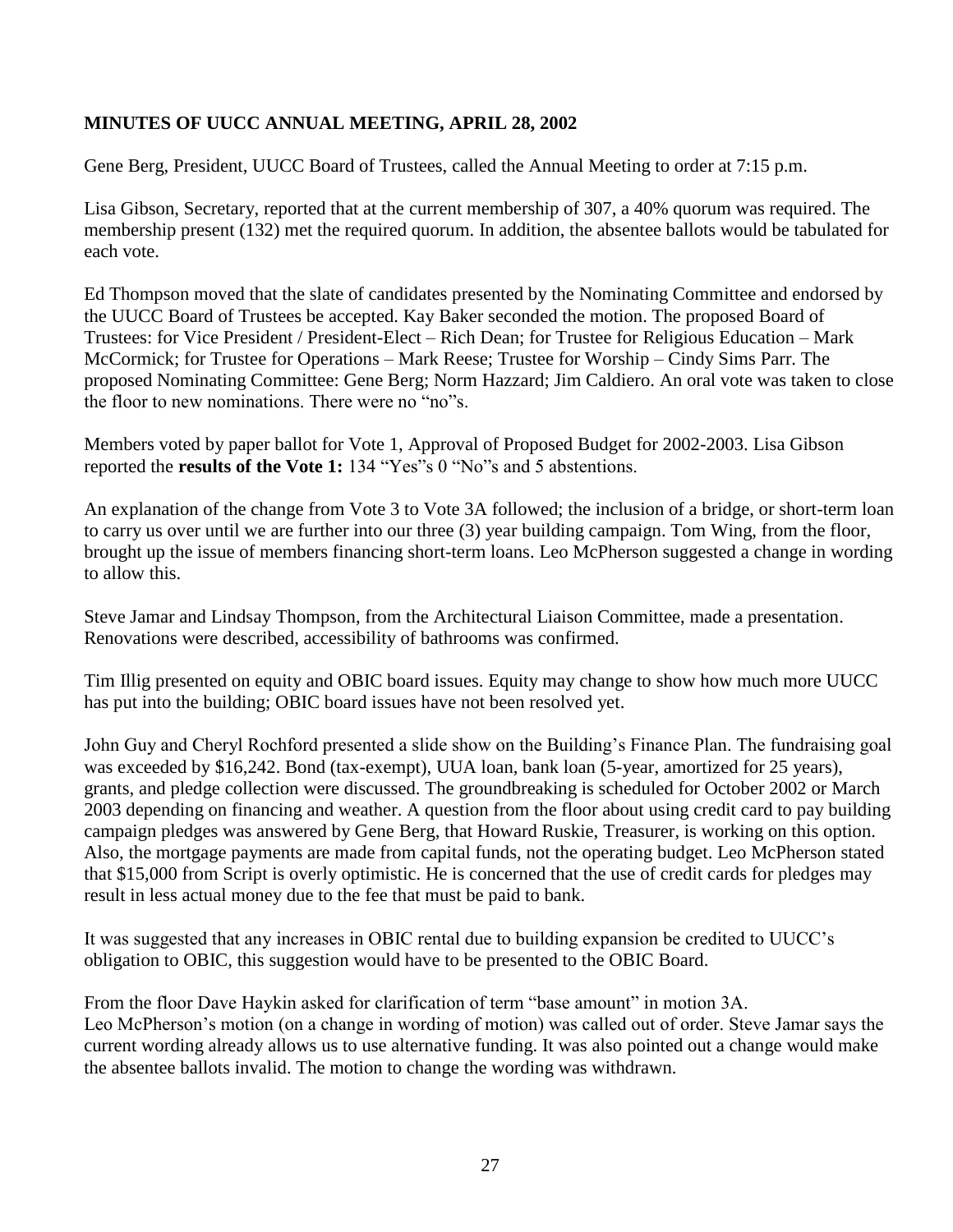**MINUTES OF UUCC ANNUAL MEETING, APRIL 28, 2002**

Gene Berg, President, UUCC Board of Trustees, called the Annual Meeting to order at 7:15 p.m.

Lisa Gibson, Secretary, reported that at the current membership of 307, a 40% quorum was required. The membership present (132) met the required quorum. In addition, the absentee ballots would be tabulated for each vote.

Ed Thompson moved that the slate of candidates presented by the Nominating Committee and endorsed by the UUCC Board of Trustees be accepted. Kay Baker seconded the motion. The proposed Board of Trustees: for Vice President / President-Elect – Rich Dean; for Trustee for Religious Education – Mark McCormick; for Trustee for Operations – Mark Reese; Trustee for Worship – Cindy Sims Parr. The proposed Nominating Committee: Gene Berg; Norm Hazzard; Jim Caldiero. An oral vote was taken to close the floor to new nominations. There were no "no"s.

Members voted by paper ballot for Vote 1, Approval of Proposed Budget for 2002-2003. Lisa Gibson reported the **results of the Vote 1:** 134 "Yes"s 0 "No"s and 5 abstentions.

An explanation of the change from Vote 3 to Vote 3A followed; the inclusion of a bridge, or short-term loan to carry us over until we are further into our three (3) year building campaign. Tom Wing, from the floor, brought up the issue of members financing short-term loans. Leo McPherson suggested a change in wording to allow this.

Steve Jamar and Lindsay Thompson, from the Architectural Liaison Committee, made a presentation. Renovations were described, accessibility of bathrooms was confirmed.

Tim Illig presented on equity and OBIC board issues. Equity may change to show how much more UUCC has put into the building; OBIC board issues have not been resolved yet.

John Guy and Cheryl Rochford presented a slide show on the Building's Finance Plan. The fundraising goal was exceeded by $16,242. Bond (tax-exempt), UUA loan, bank loan (5-year, amortized for 25 years), grants, and pledge collection were discussed. The groundbreaking is scheduled for October 2002 or March 2003 depending on financing and weather. A question from the floor about using credit card to pay building campaign pledges was answered by Gene Berg, that Howard Ruskie, Treasurer, is working on this option. Also, the mortgage payments are made from capital funds, not the operating budget. Leo McPherson stated that $15,000 from Script is overly optimistic. He is concerned that the use of credit cards for pledges may result in less actual money due to the fee that must be paid to bank.

It was suggested that any increases in OBIC rental due to building expansion be credited to UUCC's obligation to OBIC, this suggestion would have to be presented to the OBIC Board.

From the floor Dave Haykin asked for clarification of term "base amount" in motion 3A.
Leo McPherson's motion (on a change in wording of motion) was called out of order. Steve Jamar says the current wording already allows us to use alternative funding. It was also pointed out a change would make the absentee ballots invalid. The motion to change the wording was withdrawn.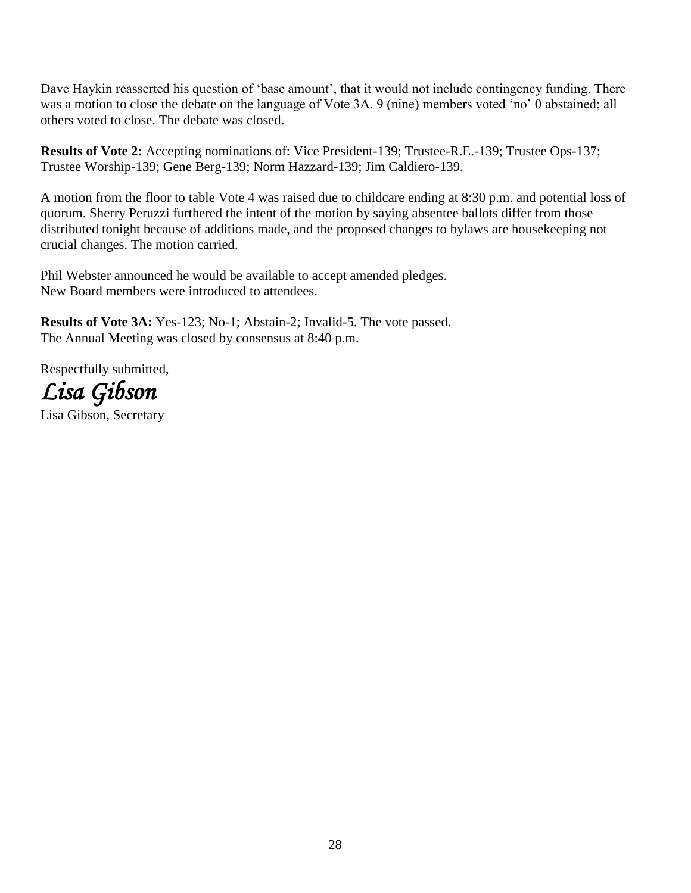Dave Haykin reasserted his question of 'base amount', that it would not include contingency funding. There was a motion to close the debate on the language of Vote 3A. 9 (nine) members voted 'no' 0 abstained; all others voted to close. The debate was closed.

**Results of Vote 2:** Accepting nominations of: Vice President-139; Trustee-R.E.-139; Trustee Ops-137; Trustee Worship-139; Gene Berg-139; Norm Hazzard-139; Jim Caldiero-139.

A motion from the floor to table Vote 4 was raised due to childcare ending at 8:30 p.m. and potential loss of quorum. Sherry Peruzzi furthered the intent of the motion by saying absentee ballots differ from those distributed tonight because of additions made, and the proposed changes to bylaws are housekeeping not crucial changes. The motion carried.

Phil Webster announced he would be available to accept amended pledges.
New Board members were introduced to attendees.

**Results of Vote 3A:** Yes-123; No-1; Abstain-2; Invalid-5. The vote passed.
The Annual Meeting was closed by consensus at 8:40 p.m.

Respectfully submitted,

*Lisa Gibson*

Lisa Gibson, Secretary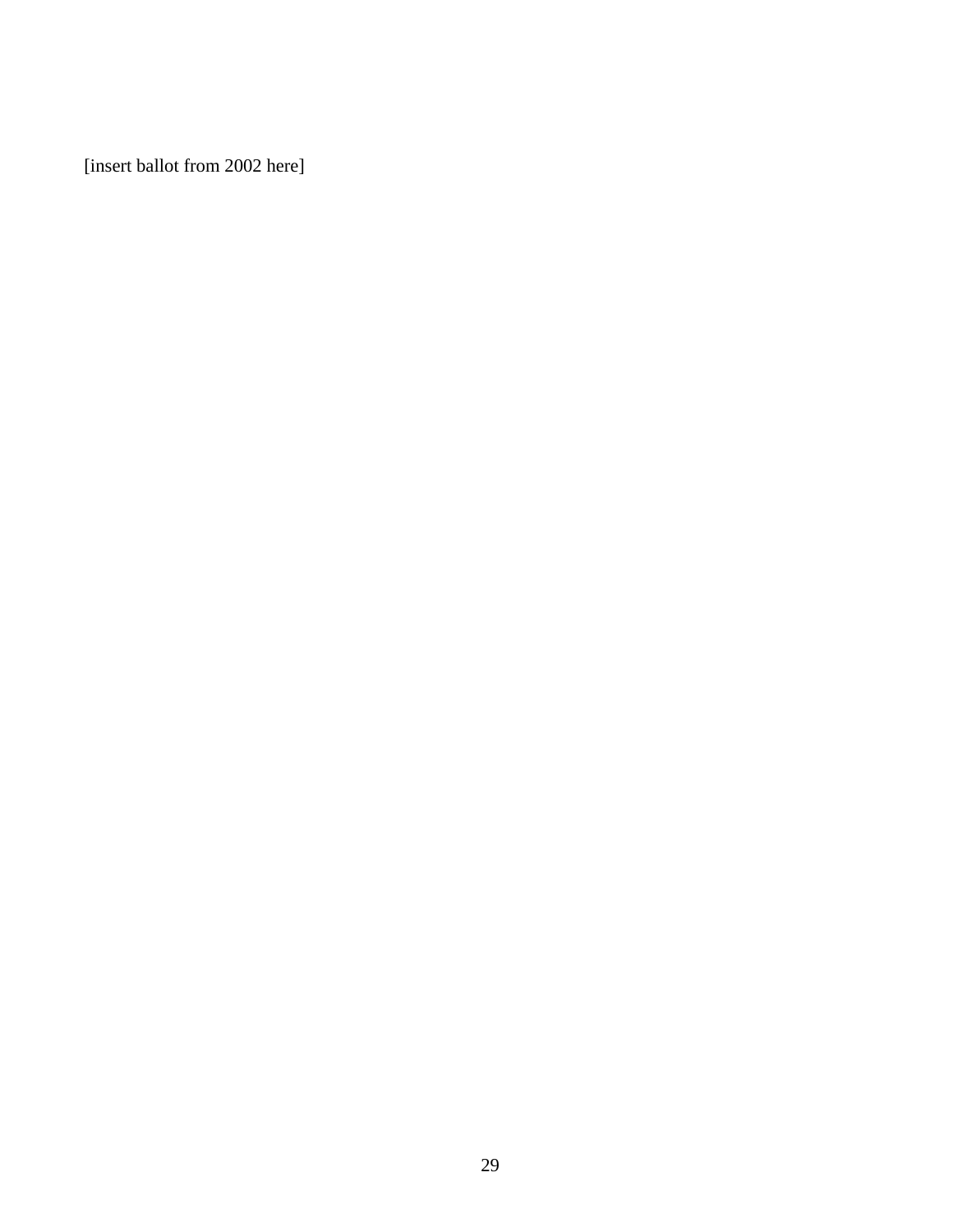[insert ballot from 2002 here]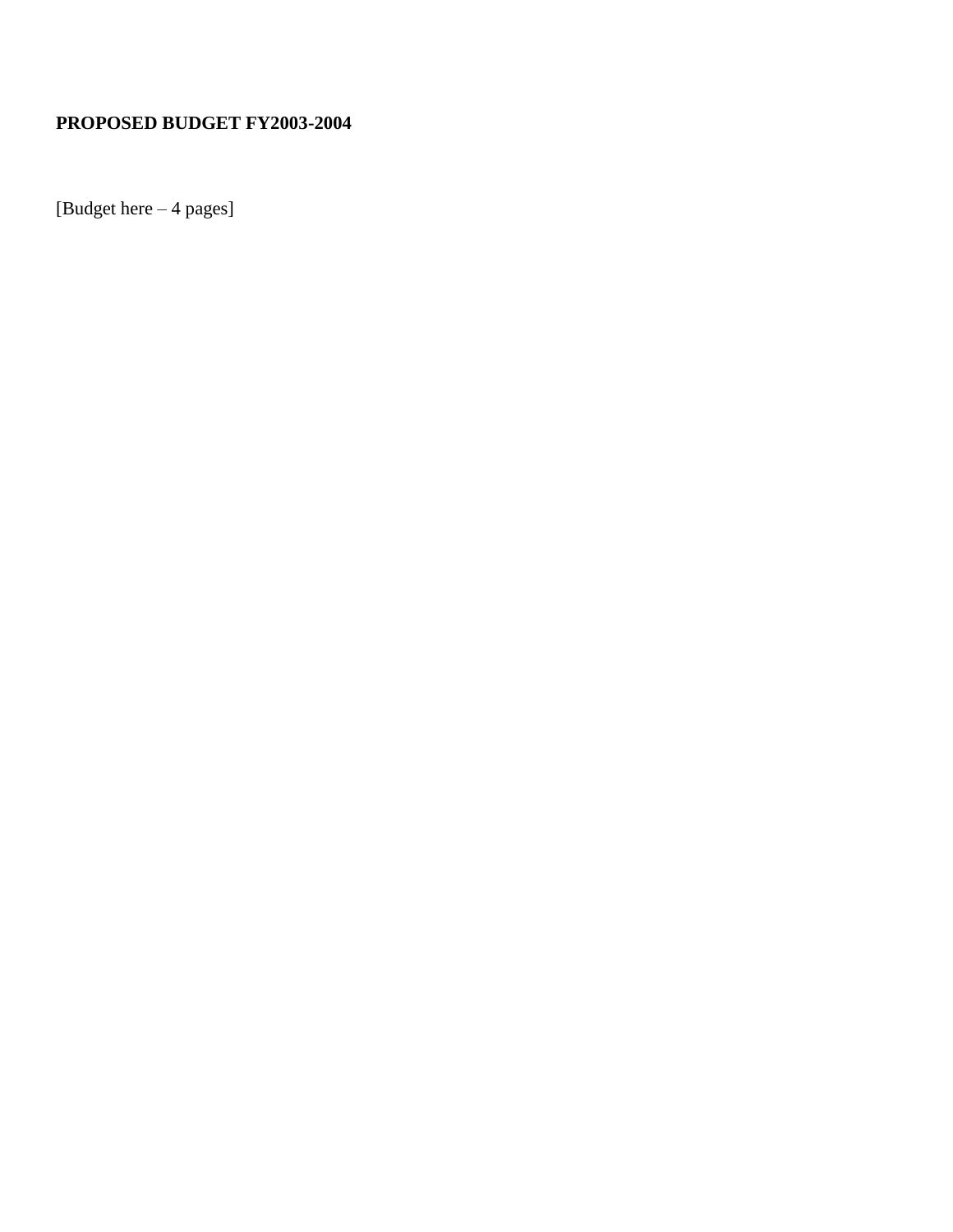**PROPOSED BUDGET FY2003-2004**

[Budget here – 4 pages]